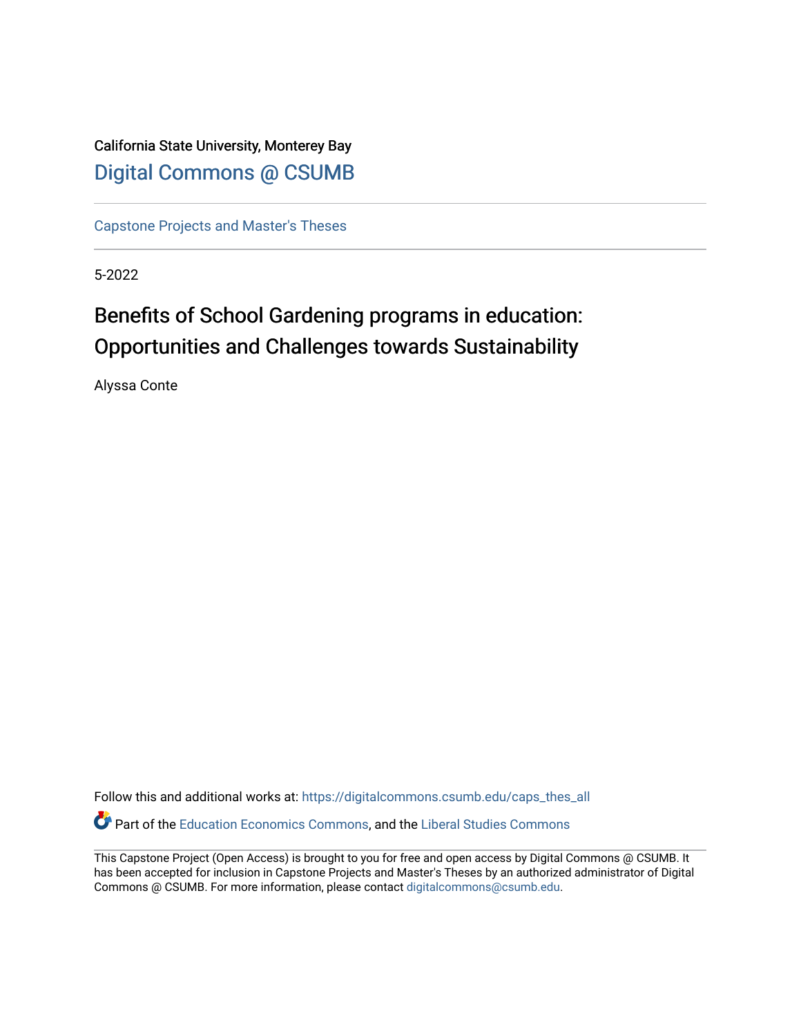California State University, Monterey Bay

[Digital Commons @ CSUMB](https://digitalcommons.csumb.edu/)

[Capstone Projects and Master's Theses](https://digitalcommons.csumb.edu/caps_thes_all)

5-2022

# Benefits of School Gardening programs in education: Opportunities and Challenges towards Sustainability

Alyssa Conte

Follow this and additional works at: https://digitalcommons.csumb.edu/caps_thes_all

Part of the Education Economics Commons, and the Liberal Studies Commons

This Capstone Project (Open Access) is brought to you for free and open access by Digital Commons @ CSUMB. It has been accepted for inclusion in Capstone Projects and Master's Theses by an authorized administrator of Digital Commons @ CSUMB. For more information, please contact digitalcommons@csumb.edu.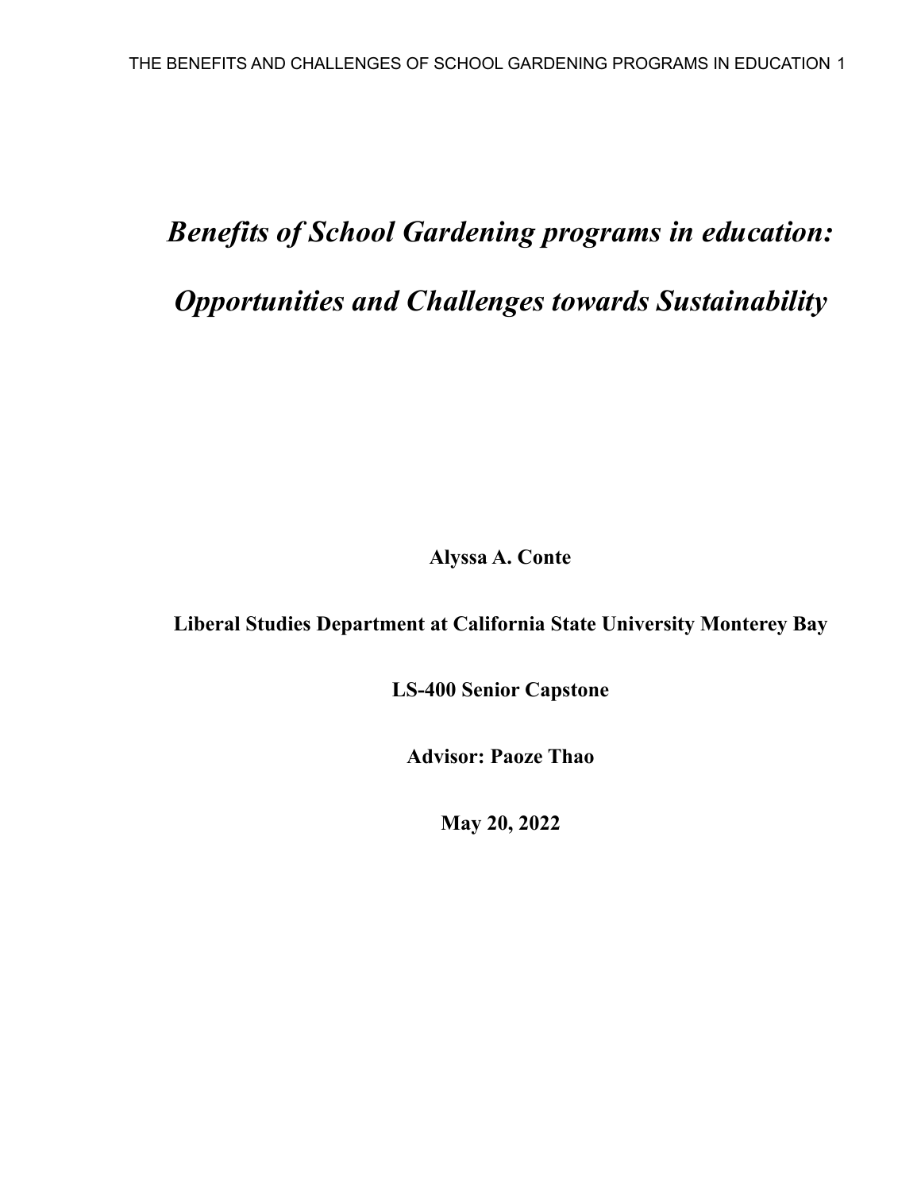# *Benefits of School Gardening programs in education: Opportunities and Challenges towards Sustainability*

**Alyssa A. Conte**

**Liberal Studies Department at California State University Monterey Bay**

**LS-400 Senior Capstone**

**Advisor: Paoze Thao**

**May 20, 2022**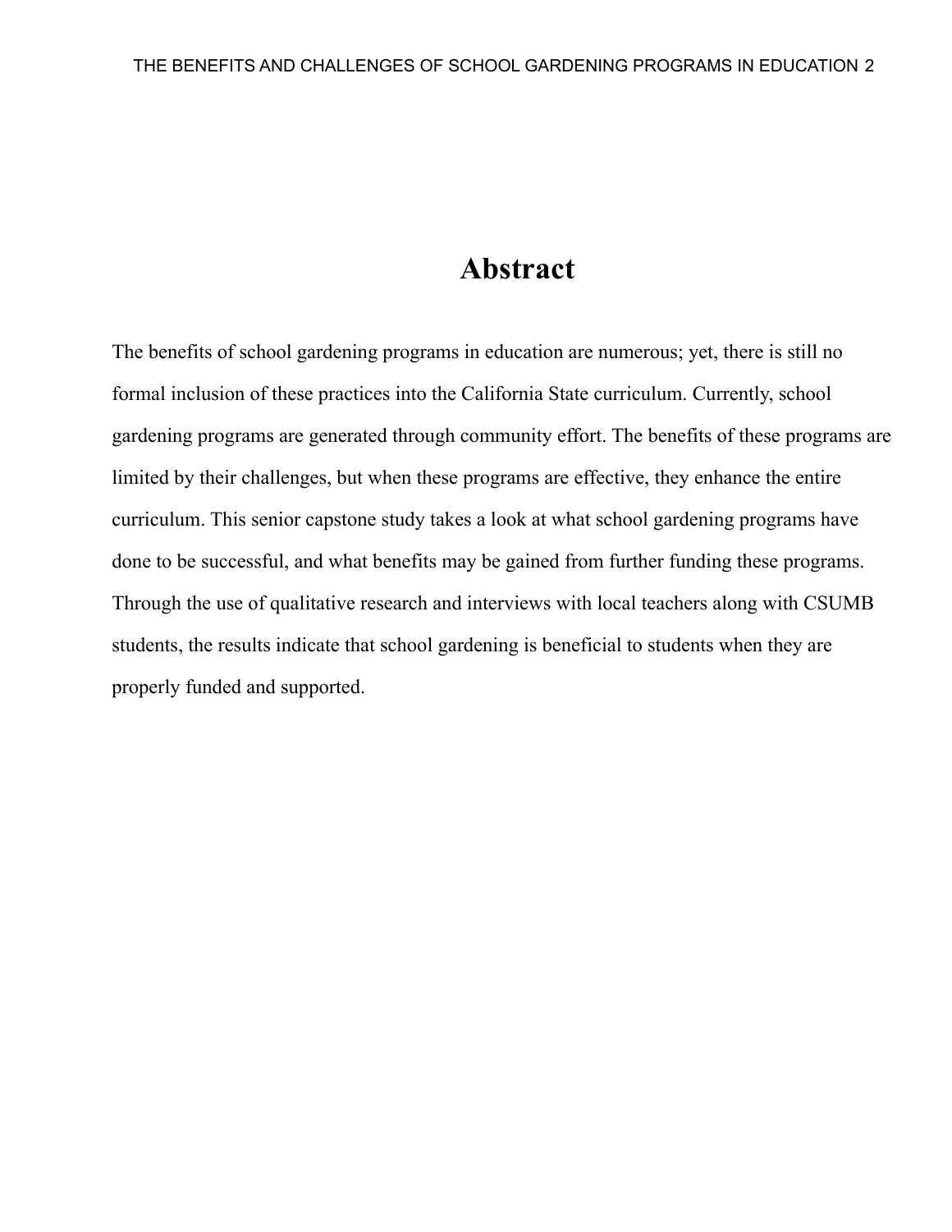# Abstract

The benefits of school gardening programs in education are numerous; yet, there is still no formal inclusion of these practices into the California State curriculum. Currently, school gardening programs are generated through community effort. The benefits of these programs are limited by their challenges, but when these programs are effective, they enhance the entire curriculum. This senior capstone study takes a look at what school gardening programs have done to be successful, and what benefits may be gained from further funding these programs. Through the use of qualitative research and interviews with local teachers along with CSUMB students, the results indicate that school gardening is beneficial to students when they are properly funded and supported.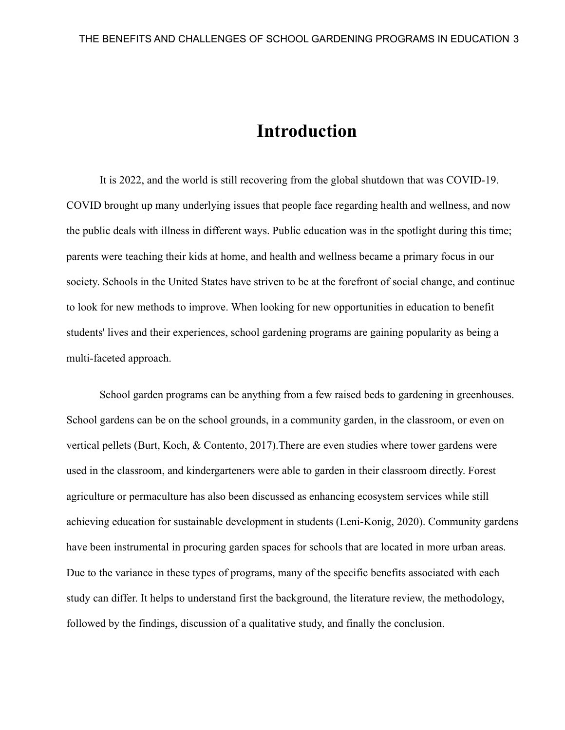# Introduction

It is 2022, and the world is still recovering from the global shutdown that was COVID-19. COVID brought up many underlying issues that people face regarding health and wellness, and now the public deals with illness in different ways. Public education was in the spotlight during this time; parents were teaching their kids at home, and health and wellness became a primary focus in our society. Schools in the United States have striven to be at the forefront of social change, and continue to look for new methods to improve. When looking for new opportunities in education to benefit students' lives and their experiences, school gardening programs are gaining popularity as being a multi-faceted approach.

School garden programs can be anything from a few raised beds to gardening in greenhouses. School gardens can be on the school grounds, in a community garden, in the classroom, or even on vertical pellets (Burt, Koch, & Contento, 2017).There are even studies where tower gardens were used in the classroom, and kindergarteners were able to garden in their classroom directly. Forest agriculture or permaculture has also been discussed as enhancing ecosystem services while still achieving education for sustainable development in students (Leni-Konig, 2020). Community gardens have been instrumental in procuring garden spaces for schools that are located in more urban areas. Due to the variance in these types of programs, many of the specific benefits associated with each study can differ. It helps to understand first the background, the literature review, the methodology, followed by the findings, discussion of a qualitative study, and finally the conclusion.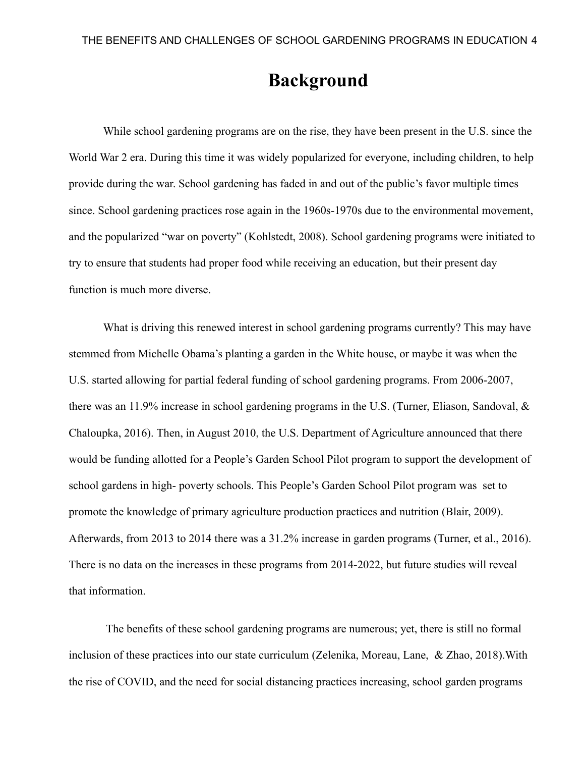# Background

While school gardening programs are on the rise, they have been present in the U.S. since the World War 2 era. During this time it was widely popularized for everyone, including children, to help provide during the war. School gardening has faded in and out of the public's favor multiple times since. School gardening practices rose again in the 1960s-1970s due to the environmental movement, and the popularized "war on poverty" (Kohlstedt, 2008). School gardening programs were initiated to try to ensure that students had proper food while receiving an education, but their present day function is much more diverse.

What is driving this renewed interest in school gardening programs currently? This may have stemmed from Michelle Obama's planting a garden in the White house, or maybe it was when the U.S. started allowing for partial federal funding of school gardening programs. From 2006-2007, there was an 11.9% increase in school gardening programs in the U.S. (Turner, Eliason, Sandoval, & Chaloupka, 2016). Then, in August 2010, the U.S. Department of Agriculture announced that there would be funding allotted for a People's Garden School Pilot program to support the development of school gardens in high- poverty schools. This People's Garden School Pilot program was set to promote the knowledge of primary agriculture production practices and nutrition (Blair, 2009). Afterwards, from 2013 to 2014 there was a 31.2% increase in garden programs (Turner, et al., 2016). There is no data on the increases in these programs from 2014-2022, but future studies will reveal that information.

The benefits of these school gardening programs are numerous; yet, there is still no formal inclusion of these practices into our state curriculum (Zelenika, Moreau, Lane, & Zhao, 2018).With the rise of COVID, and the need for social distancing practices increasing, school garden programs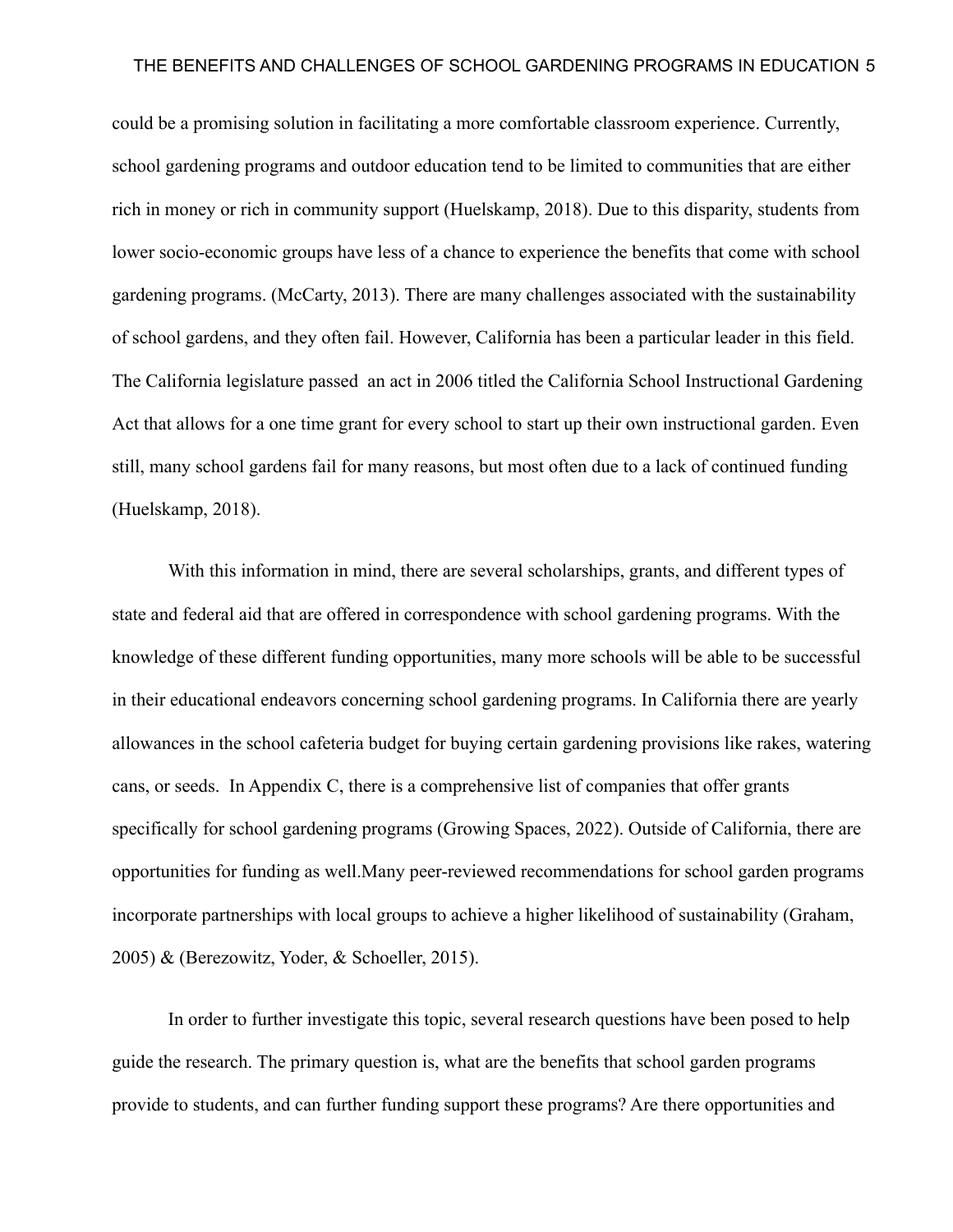could be a promising solution in facilitating a more comfortable classroom experience. Currently, school gardening programs and outdoor education tend to be limited to communities that are either rich in money or rich in community support (Huelskamp, 2018). Due to this disparity, students from lower socio-economic groups have less of a chance to experience the benefits that come with school gardening programs. (McCarty, 2013). There are many challenges associated with the sustainability of school gardens, and they often fail. However, California has been a particular leader in this field. The California legislature passed  an act in 2006 titled the California School Instructional Gardening Act that allows for a one time grant for every school to start up their own instructional garden. Even still, many school gardens fail for many reasons, but most often due to a lack of continued funding (Huelskamp, 2018).

With this information in mind, there are several scholarships, grants, and different types of state and federal aid that are offered in correspondence with school gardening programs. With the knowledge of these different funding opportunities, many more schools will be able to be successful in their educational endeavors concerning school gardening programs. In California there are yearly allowances in the school cafeteria budget for buying certain gardening provisions like rakes, watering cans, or seeds.  In Appendix C, there is a comprehensive list of companies that offer grants specifically for school gardening programs (Growing Spaces, 2022). Outside of California, there are opportunities for funding as well.Many peer-reviewed recommendations for school garden programs incorporate partnerships with local groups to achieve a higher likelihood of sustainability (Graham, 2005) & (Berezowitz, Yoder, & Schoeller, 2015).

In order to further investigate this topic, several research questions have been posed to help guide the research. The primary question is, what are the benefits that school garden programs provide to students, and can further funding support these programs? Are there opportunities and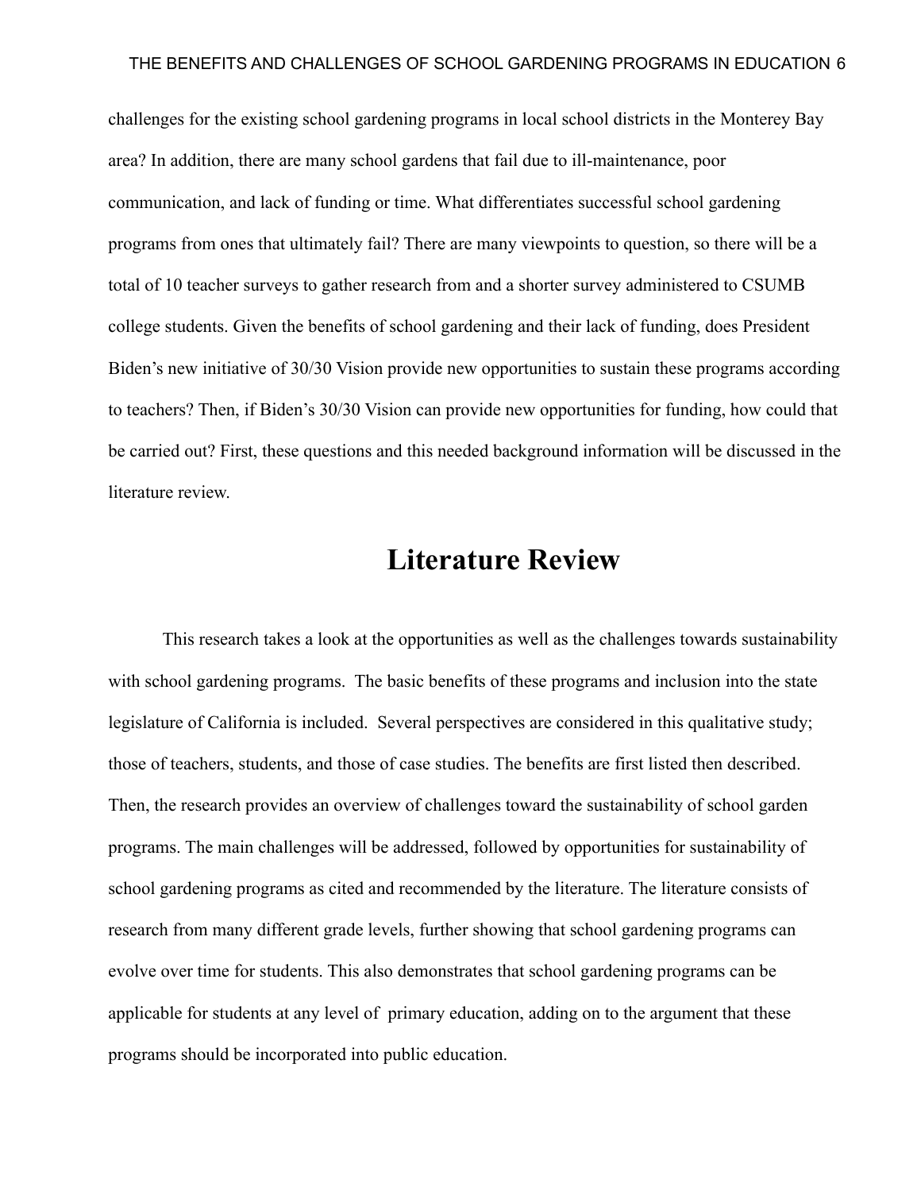challenges for the existing school gardening programs in local school districts in the Monterey Bay area? In addition, there are many school gardens that fail due to ill-maintenance, poor communication, and lack of funding or time. What differentiates successful school gardening programs from ones that ultimately fail? There are many viewpoints to question, so there will be a total of 10 teacher surveys to gather research from and a shorter survey administered to CSUMB college students. Given the benefits of school gardening and their lack of funding, does President Biden's new initiative of 30/30 Vision provide new opportunities to sustain these programs according to teachers? Then, if Biden's 30/30 Vision can provide new opportunities for funding, how could that be carried out? First, these questions and this needed background information will be discussed in the literature review.

# Literature Review

This research takes a look at the opportunities as well as the challenges towards sustainability with school gardening programs. The basic benefits of these programs and inclusion into the state legislature of California is included. Several perspectives are considered in this qualitative study; those of teachers, students, and those of case studies. The benefits are first listed then described. Then, the research provides an overview of challenges toward the sustainability of school garden programs. The main challenges will be addressed, followed by opportunities for sustainability of school gardening programs as cited and recommended by the literature. The literature consists of research from many different grade levels, further showing that school gardening programs can evolve over time for students. This also demonstrates that school gardening programs can be applicable for students at any level of primary education, adding on to the argument that these programs should be incorporated into public education.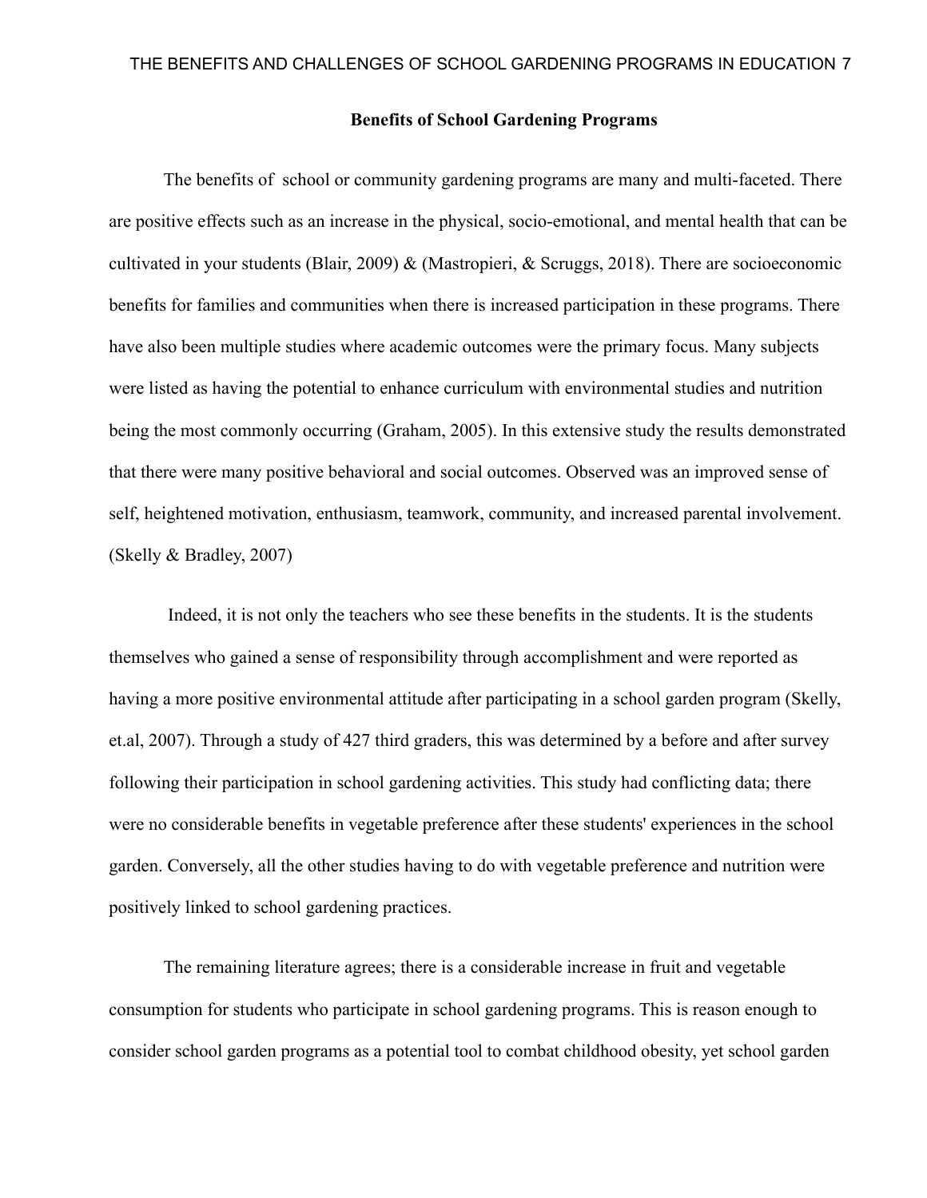## Benefits of School Gardening Programs

The benefits of  school or community gardening programs are many and multi-faceted. There are positive effects such as an increase in the physical, socio-emotional, and mental health that can be cultivated in your students (Blair, 2009) & (Mastropieri, & Scruggs, 2018). There are socioeconomic benefits for families and communities when there is increased participation in these programs. There have also been multiple studies where academic outcomes were the primary focus. Many subjects were listed as having the potential to enhance curriculum with environmental studies and nutrition being the most commonly occurring (Graham, 2005). In this extensive study the results demonstrated that there were many positive behavioral and social outcomes. Observed was an improved sense of self, heightened motivation, enthusiasm, teamwork, community, and increased parental involvement. (Skelly & Bradley, 2007)

Indeed, it is not only the teachers who see these benefits in the students. It is the students themselves who gained a sense of responsibility through accomplishment and were reported as having a more positive environmental attitude after participating in a school garden program (Skelly, et.al, 2007). Through a study of 427 third graders, this was determined by a before and after survey following their participation in school gardening activities. This study had conflicting data; there were no considerable benefits in vegetable preference after these students' experiences in the school garden. Conversely, all the other studies having to do with vegetable preference and nutrition were positively linked to school gardening practices.

The remaining literature agrees; there is a considerable increase in fruit and vegetable consumption for students who participate in school gardening programs. This is reason enough to consider school garden programs as a potential tool to combat childhood obesity, yet school garden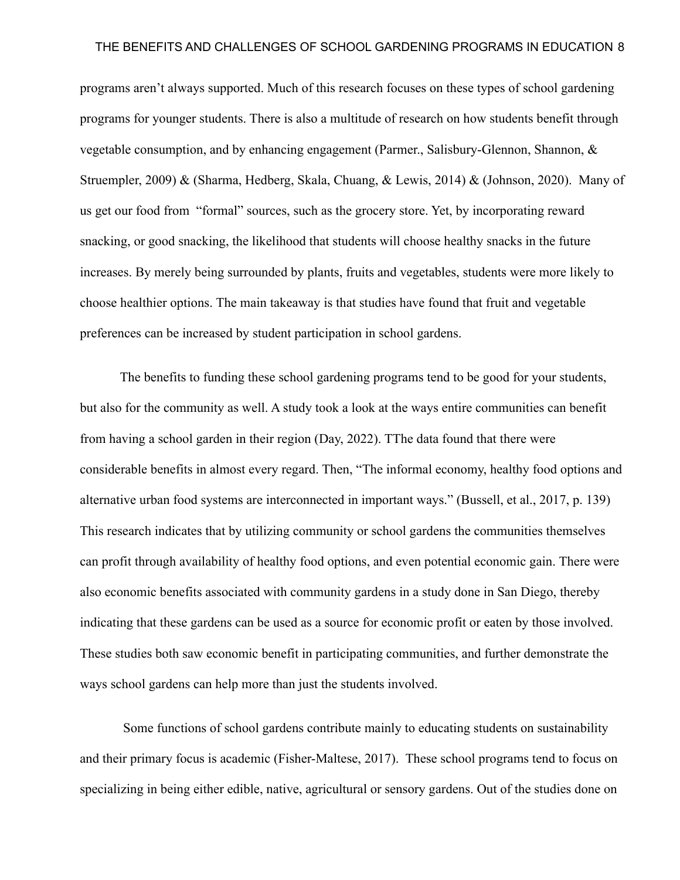programs aren't always supported. Much of this research focuses on these types of school gardening programs for younger students. There is also a multitude of research on how students benefit through vegetable consumption, and by enhancing engagement (Parmer., Salisbury-Glennon, Shannon, & Struempler, 2009) & (Sharma, Hedberg, Skala, Chuang, & Lewis, 2014) & (Johnson, 2020). Many of us get our food from "formal" sources, such as the grocery store. Yet, by incorporating reward snacking, or good snacking, the likelihood that students will choose healthy snacks in the future increases. By merely being surrounded by plants, fruits and vegetables, students were more likely to choose healthier options. The main takeaway is that studies have found that fruit and vegetable preferences can be increased by student participation in school gardens.

The benefits to funding these school gardening programs tend to be good for your students, but also for the community as well. A study took a look at the ways entire communities can benefit from having a school garden in their region (Day, 2022). TThe data found that there were considerable benefits in almost every regard. Then, "The informal economy, healthy food options and alternative urban food systems are interconnected in important ways." (Bussell, et al., 2017, p. 139) This research indicates that by utilizing community or school gardens the communities themselves can profit through availability of healthy food options, and even potential economic gain. There were also economic benefits associated with community gardens in a study done in San Diego, thereby indicating that these gardens can be used as a source for economic profit or eaten by those involved. These studies both saw economic benefit in participating communities, and further demonstrate the ways school gardens can help more than just the students involved.

Some functions of school gardens contribute mainly to educating students on sustainability and their primary focus is academic (Fisher-Maltese, 2017). These school programs tend to focus on specializing in being either edible, native, agricultural or sensory gardens. Out of the studies done on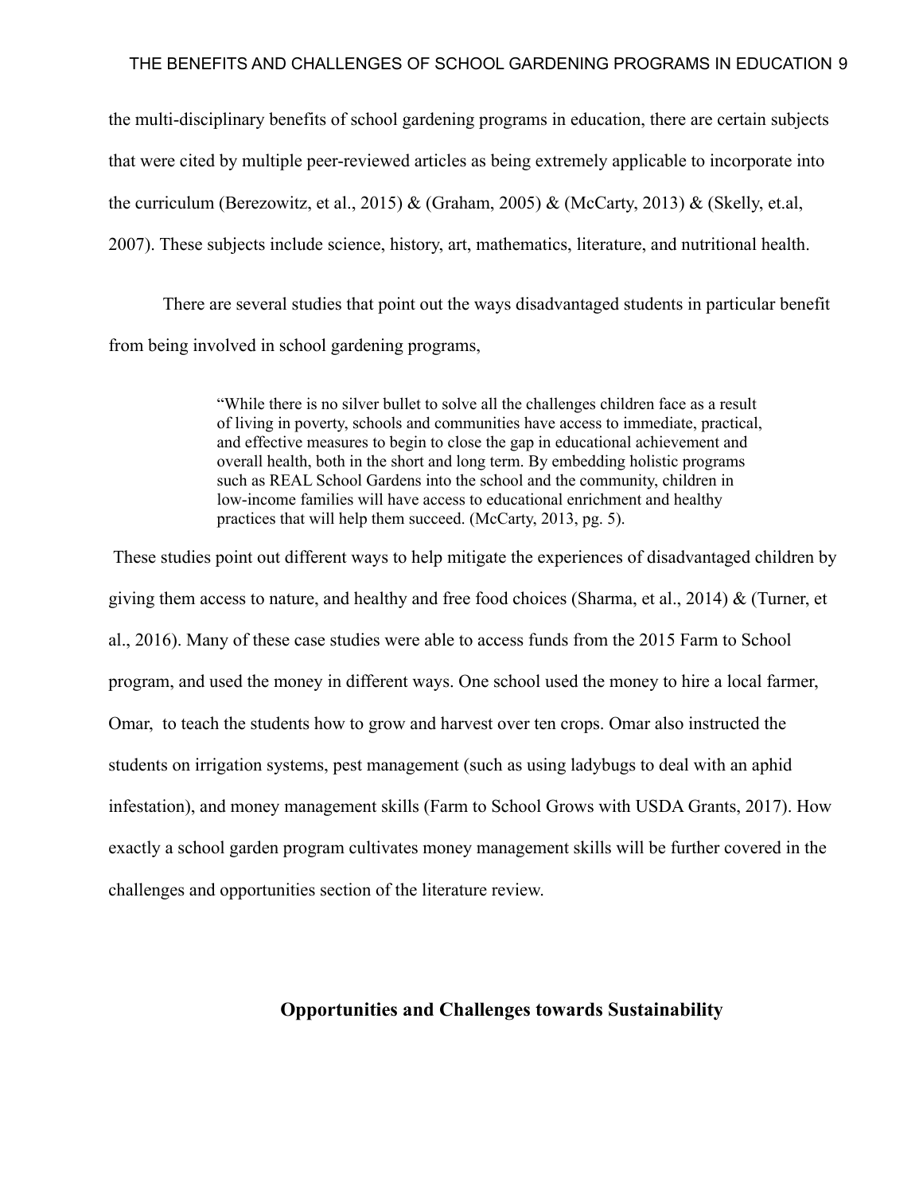the multi-disciplinary benefits of school gardening programs in education, there are certain subjects that were cited by multiple peer-reviewed articles as being extremely applicable to incorporate into the curriculum (Berezowitz, et al., 2015) & (Graham, 2005) & (McCarty, 2013) & (Skelly, et.al, 2007). These subjects include science, history, art, mathematics, literature, and nutritional health.

There are several studies that point out the ways disadvantaged students in particular benefit from being involved in school gardening programs,

> “While there is no silver bullet to solve all the challenges children face as a result of living in poverty, schools and communities have access to immediate, practical, and effective measures to begin to close the gap in educational achievement and overall health, both in the short and long term. By embedding holistic programs such as REAL School Gardens into the school and the community, children in low-income families will have access to educational enrichment and healthy practices that will help them succeed. (McCarty, 2013, pg. 5).

These studies point out different ways to help mitigate the experiences of disadvantaged children by giving them access to nature, and healthy and free food choices (Sharma, et al., 2014) & (Turner, et al., 2016). Many of these case studies were able to access funds from the 2015 Farm to School program, and used the money in different ways. One school used the money to hire a local farmer, Omar, to teach the students how to grow and harvest over ten crops. Omar also instructed the students on irrigation systems, pest management (such as using ladybugs to deal with an aphid infestation), and money management skills (Farm to School Grows with USDA Grants, 2017). How exactly a school garden program cultivates money management skills will be further covered in the challenges and opportunities section of the literature review.

## Opportunities and Challenges towards Sustainability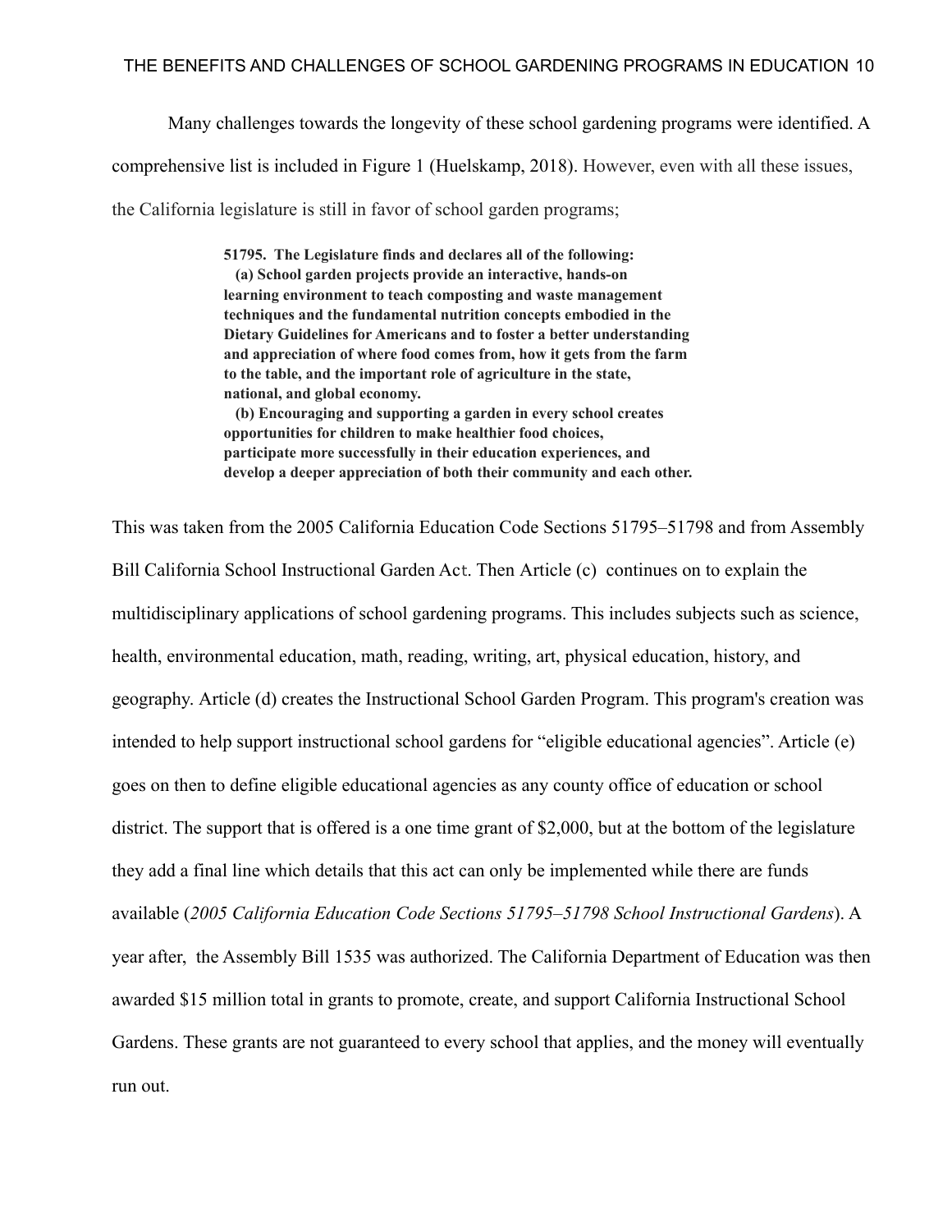Many challenges towards the longevity of these school gardening programs were identified. A comprehensive list is included in Figure 1 (Huelskamp, 2018). However, even with all these issues, the California legislature is still in favor of school garden programs;

> **51795. The Legislature finds and declares all of the following:**
> **(a) School garden projects provide an interactive, hands-on learning environment to teach composting and waste management techniques and the fundamental nutrition concepts embodied in the Dietary Guidelines for Americans and to foster a better understanding and appreciation of where food comes from, how it gets from the farm to the table, and the important role of agriculture in the state, national, and global economy.**
> **(b) Encouraging and supporting a garden in every school creates opportunities for children to make healthier food choices, participate more successfully in their education experiences, and develop a deeper appreciation of both their community and each other.**

This was taken from the 2005 California Education Code Sections 51795–51798 and from Assembly Bill California School Instructional Garden Act. Then Article (c) continues on to explain the multidisciplinary applications of school gardening programs. This includes subjects such as science, health, environmental education, math, reading, writing, art, physical education, history, and geography. Article (d) creates the Instructional School Garden Program. This program's creation was intended to help support instructional school gardens for "eligible educational agencies". Article (e) goes on then to define eligible educational agencies as any county office of education or school district. The support that is offered is a one time grant of $2,000, but at the bottom of the legislature they add a final line which details that this act can only be implemented while there are funds available (*2005 California Education Code Sections 51795–51798 School Instructional Gardens*). A year after, the Assembly Bill 1535 was authorized. The California Department of Education was then awarded $15 million total in grants to promote, create, and support California Instructional School Gardens. These grants are not guaranteed to every school that applies, and the money will eventually run out.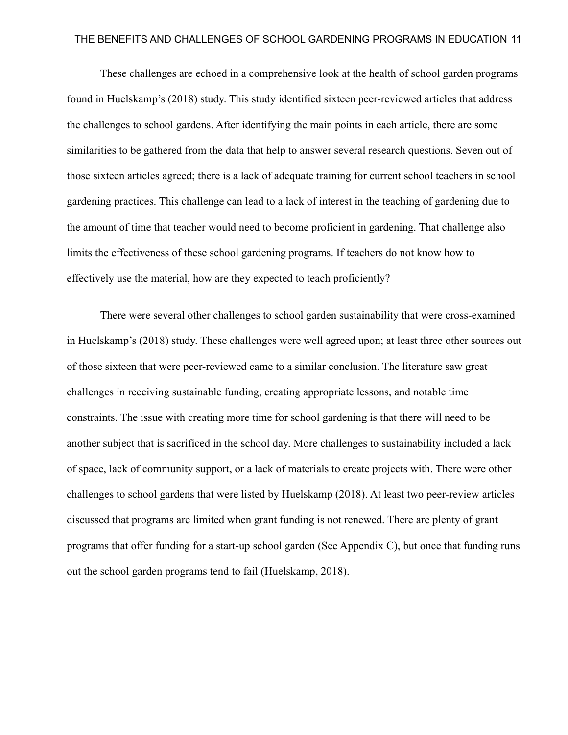These challenges are echoed in a comprehensive look at the health of school garden programs found in Huelskamp's (2018) study. This study identified sixteen peer-reviewed articles that address the challenges to school gardens. After identifying the main points in each article, there are some similarities to be gathered from the data that help to answer several research questions. Seven out of those sixteen articles agreed; there is a lack of adequate training for current school teachers in school gardening practices. This challenge can lead to a lack of interest in the teaching of gardening due to the amount of time that teacher would need to become proficient in gardening. That challenge also limits the effectiveness of these school gardening programs. If teachers do not know how to effectively use the material, how are they expected to teach proficiently?

There were several other challenges to school garden sustainability that were cross-examined in Huelskamp's (2018) study. These challenges were well agreed upon; at least three other sources out of those sixteen that were peer-reviewed came to a similar conclusion. The literature saw great challenges in receiving sustainable funding, creating appropriate lessons, and notable time constraints. The issue with creating more time for school gardening is that there will need to be another subject that is sacrificed in the school day. More challenges to sustainability included a lack of space, lack of community support, or a lack of materials to create projects with. There were other challenges to school gardens that were listed by Huelskamp (2018). At least two peer-review articles discussed that programs are limited when grant funding is not renewed. There are plenty of grant programs that offer funding for a start-up school garden (See Appendix C), but once that funding runs out the school garden programs tend to fail (Huelskamp, 2018).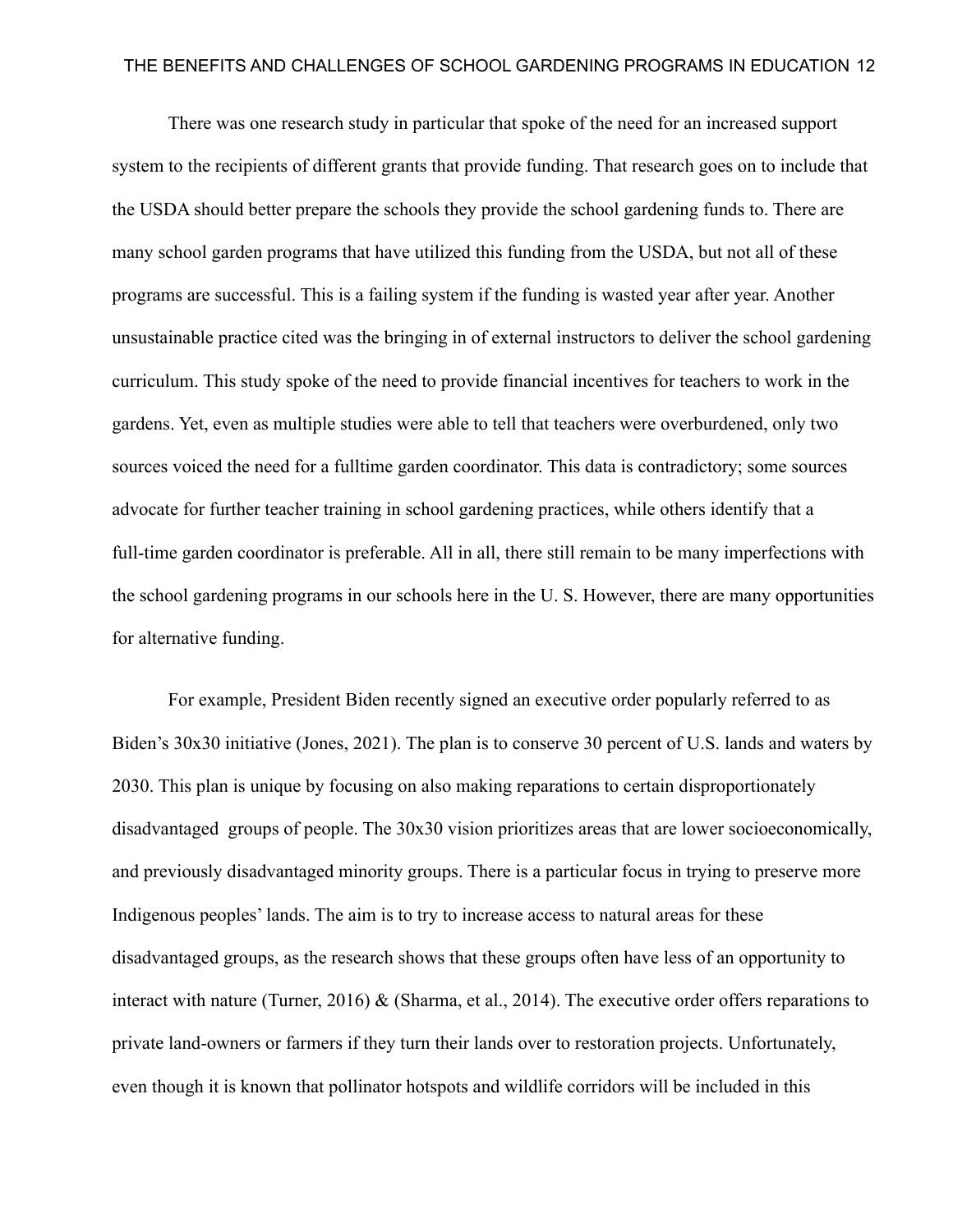There was one research study in particular that spoke of the need for an increased support system to the recipients of different grants that provide funding. That research goes on to include that the USDA should better prepare the schools they provide the school gardening funds to. There are many school garden programs that have utilized this funding from the USDA, but not all of these programs are successful. This is a failing system if the funding is wasted year after year. Another unsustainable practice cited was the bringing in of external instructors to deliver the school gardening curriculum. This study spoke of the need to provide financial incentives for teachers to work in the gardens. Yet, even as multiple studies were able to tell that teachers were overburdened, only two sources voiced the need for a fulltime garden coordinator. This data is contradictory; some sources advocate for further teacher training in school gardening practices, while others identify that a full-time garden coordinator is preferable. All in all, there still remain to be many imperfections with the school gardening programs in our schools here in the U. S. However, there are many opportunities for alternative funding.

For example, President Biden recently signed an executive order popularly referred to as Biden's 30x30 initiative (Jones, 2021). The plan is to conserve 30 percent of U.S. lands and waters by 2030. This plan is unique by focusing on also making reparations to certain disproportionately disadvantaged groups of people. The 30x30 vision prioritizes areas that are lower socioeconomically, and previously disadvantaged minority groups. There is a particular focus in trying to preserve more Indigenous peoples' lands. The aim is to try to increase access to natural areas for these disadvantaged groups, as the research shows that these groups often have less of an opportunity to interact with nature (Turner, 2016) & (Sharma, et al., 2014). The executive order offers reparations to private land-owners or farmers if they turn their lands over to restoration projects. Unfortunately, even though it is known that pollinator hotspots and wildlife corridors will be included in this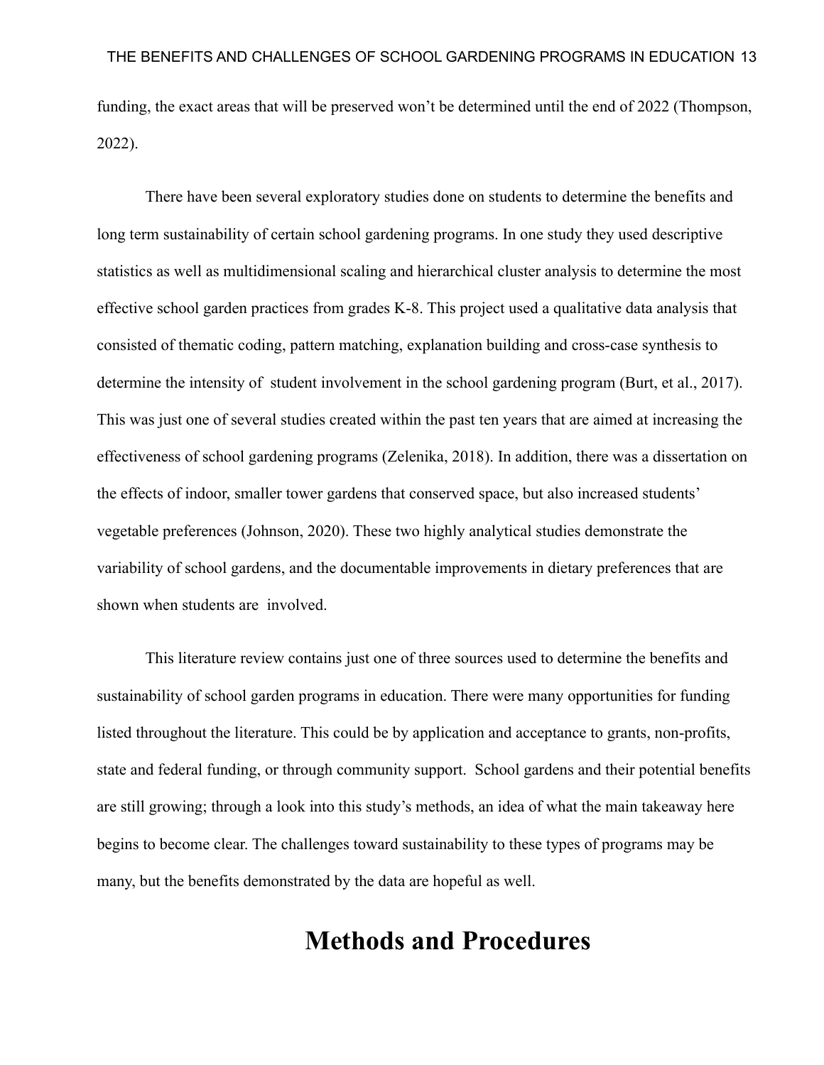funding, the exact areas that will be preserved won't be determined until the end of 2022 (Thompson, 2022).

There have been several exploratory studies done on students to determine the benefits and long term sustainability of certain school gardening programs. In one study they used descriptive statistics as well as multidimensional scaling and hierarchical cluster analysis to determine the most effective school garden practices from grades K-8. This project used a qualitative data analysis that consisted of thematic coding, pattern matching, explanation building and cross-case synthesis to determine the intensity of student involvement in the school gardening program (Burt, et al., 2017). This was just one of several studies created within the past ten years that are aimed at increasing the effectiveness of school gardening programs (Zelenika, 2018). In addition, there was a dissertation on the effects of indoor, smaller tower gardens that conserved space, but also increased students' vegetable preferences (Johnson, 2020). These two highly analytical studies demonstrate the variability of school gardens, and the documentable improvements in dietary preferences that are shown when students are involved.

This literature review contains just one of three sources used to determine the benefits and sustainability of school garden programs in education. There were many opportunities for funding listed throughout the literature. This could be by application and acceptance to grants, non-profits, state and federal funding, or through community support. School gardens and their potential benefits are still growing; through a look into this study's methods, an idea of what the main takeaway here begins to become clear. The challenges toward sustainability to these types of programs may be many, but the benefits demonstrated by the data are hopeful as well.

# Methods and Procedures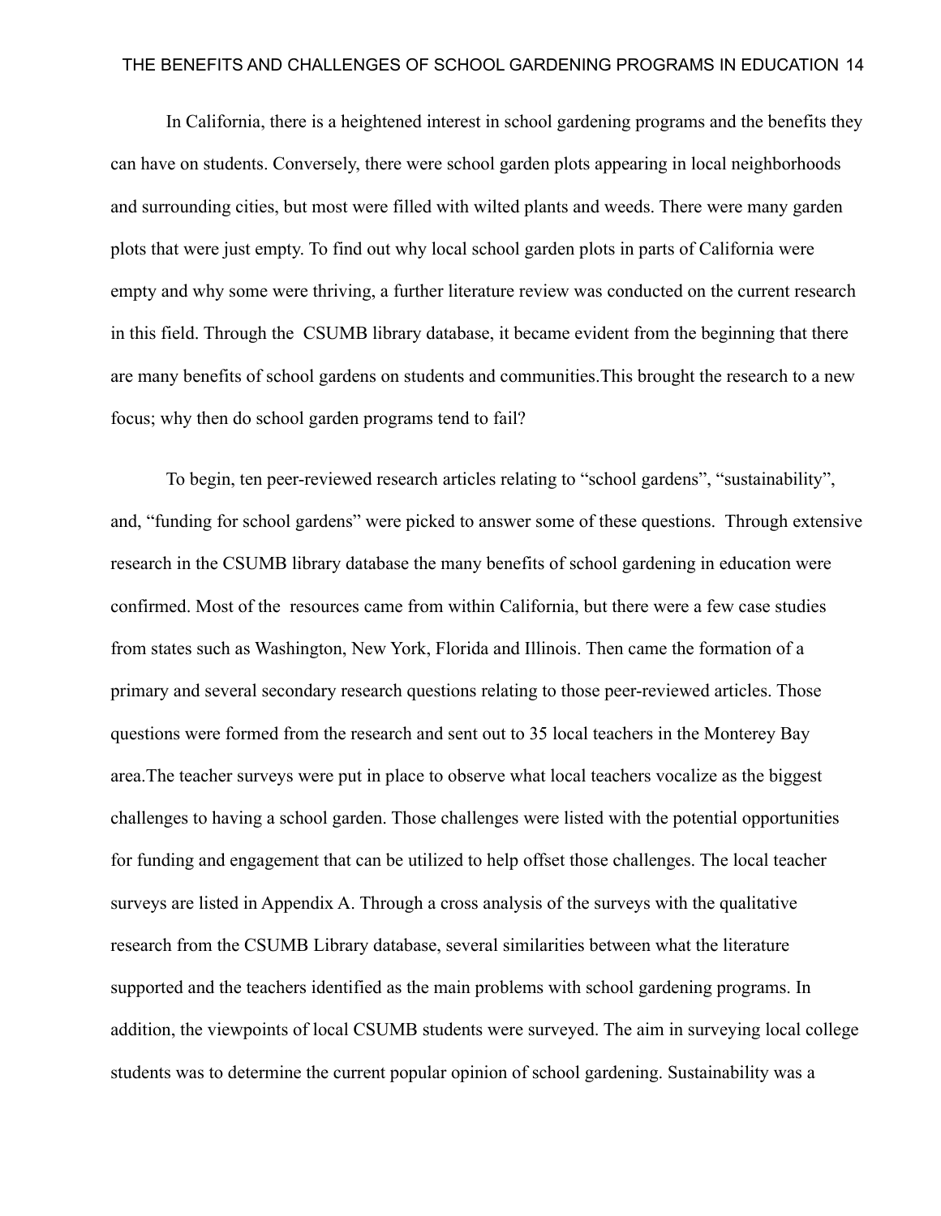In California, there is a heightened interest in school gardening programs and the benefits they can have on students. Conversely, there were school garden plots appearing in local neighborhoods and surrounding cities, but most were filled with wilted plants and weeds. There were many garden plots that were just empty. To find out why local school garden plots in parts of California were empty and why some were thriving, a further literature review was conducted on the current research in this field. Through the  CSUMB library database, it became evident from the beginning that there are many benefits of school gardens on students and communities.This brought the research to a new focus; why then do school garden programs tend to fail?

To begin, ten peer-reviewed research articles relating to "school gardens", "sustainability", and, "funding for school gardens" were picked to answer some of these questions.  Through extensive research in the CSUMB library database the many benefits of school gardening in education were confirmed. Most of the  resources came from within California, but there were a few case studies from states such as Washington, New York, Florida and Illinois. Then came the formation of a primary and several secondary research questions relating to those peer-reviewed articles. Those questions were formed from the research and sent out to 35 local teachers in the Monterey Bay area.The teacher surveys were put in place to observe what local teachers vocalize as the biggest challenges to having a school garden. Those challenges were listed with the potential opportunities for funding and engagement that can be utilized to help offset those challenges. The local teacher surveys are listed in Appendix A. Through a cross analysis of the surveys with the qualitative research from the CSUMB Library database, several similarities between what the literature supported and the teachers identified as the main problems with school gardening programs. In addition, the viewpoints of local CSUMB students were surveyed. The aim in surveying local college students was to determine the current popular opinion of school gardening. Sustainability was a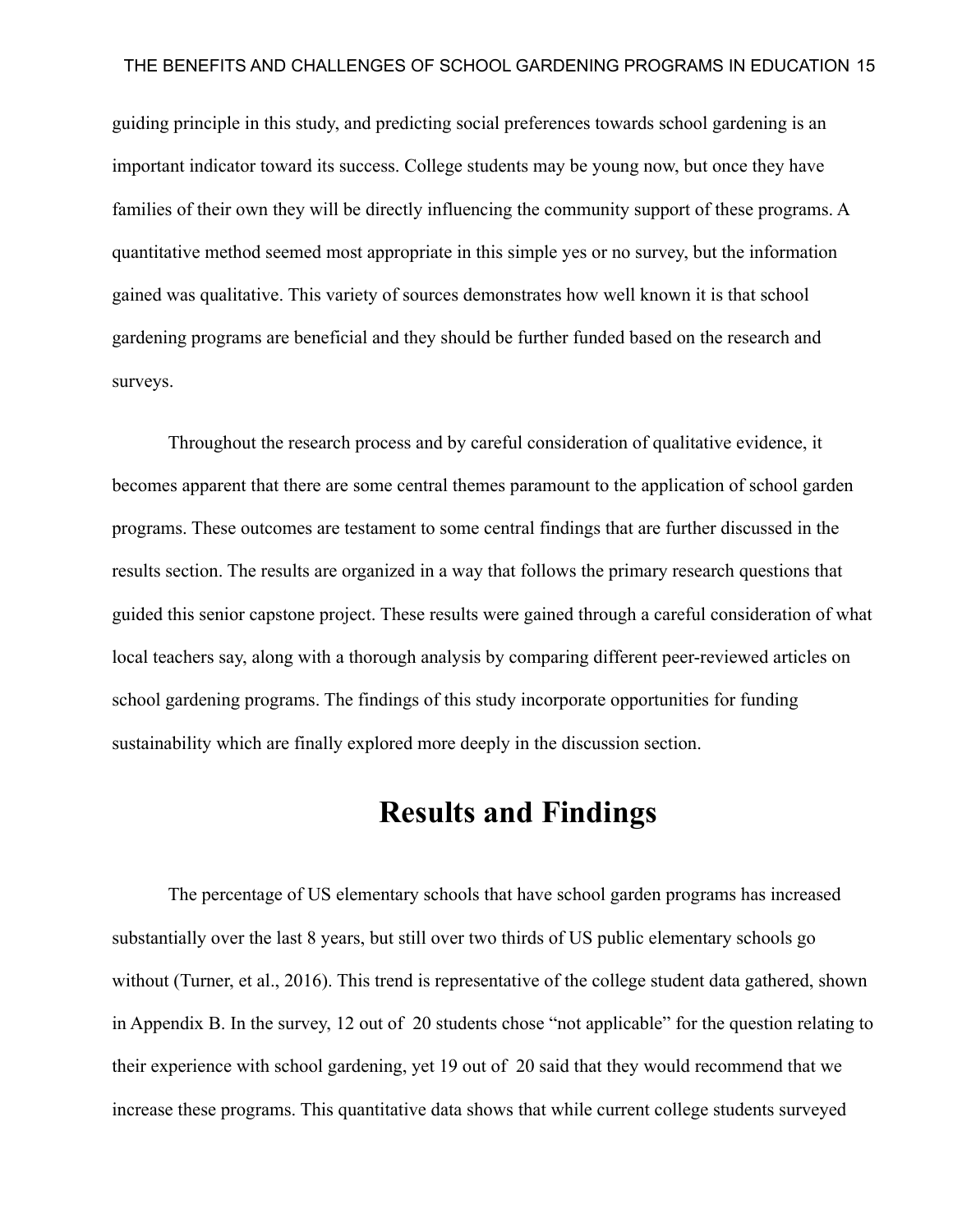guiding principle in this study, and predicting social preferences towards school gardening is an important indicator toward its success. College students may be young now, but once they have families of their own they will be directly influencing the community support of these programs. A quantitative method seemed most appropriate in this simple yes or no survey, but the information gained was qualitative. This variety of sources demonstrates how well known it is that school gardening programs are beneficial and they should be further funded based on the research and surveys.

Throughout the research process and by careful consideration of qualitative evidence, it becomes apparent that there are some central themes paramount to the application of school garden programs. These outcomes are testament to some central findings that are further discussed in the results section. The results are organized in a way that follows the primary research questions that guided this senior capstone project. These results were gained through a careful consideration of what local teachers say, along with a thorough analysis by comparing different peer-reviewed articles on school gardening programs. The findings of this study incorporate opportunities for funding sustainability which are finally explored more deeply in the discussion section.

# Results and Findings

The percentage of US elementary schools that have school garden programs has increased substantially over the last 8 years, but still over two thirds of US public elementary schools go without (Turner, et al., 2016). This trend is representative of the college student data gathered, shown in Appendix B. In the survey, 12 out of 20 students chose "not applicable" for the question relating to their experience with school gardening, yet 19 out of 20 said that they would recommend that we increase these programs. This quantitative data shows that while current college students surveyed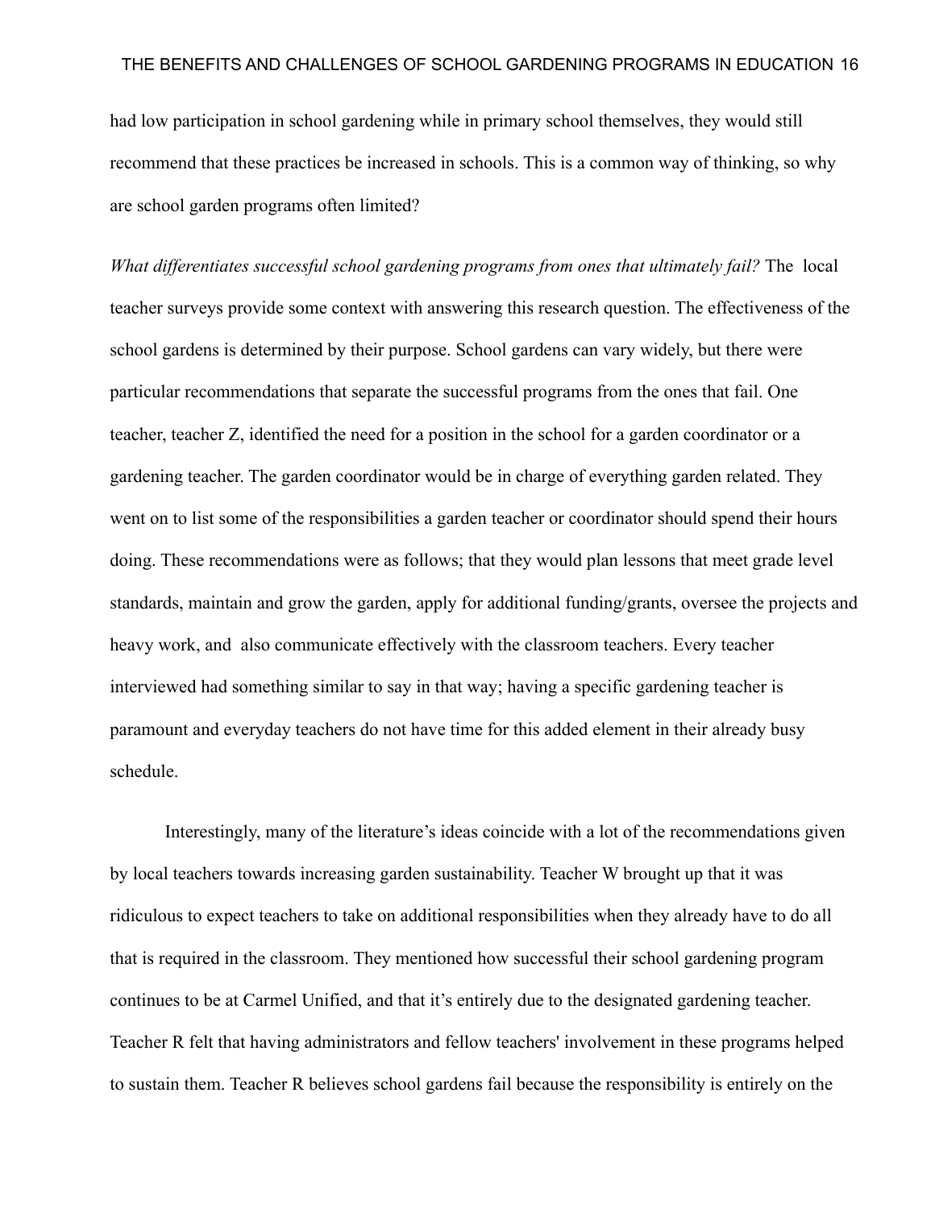had low participation in school gardening while in primary school themselves, they would still recommend that these practices be increased in schools. This is a common way of thinking, so why are school garden programs often limited?

*What differentiates successful school gardening programs from ones that ultimately fail?* The local teacher surveys provide some context with answering this research question. The effectiveness of the school gardens is determined by their purpose. School gardens can vary widely, but there were particular recommendations that separate the successful programs from the ones that fail. One teacher, teacher Z, identified the need for a position in the school for a garden coordinator or a gardening teacher. The garden coordinator would be in charge of everything garden related. They went on to list some of the responsibilities a garden teacher or coordinator should spend their hours doing. These recommendations were as follows; that they would plan lessons that meet grade level standards, maintain and grow the garden, apply for additional funding/grants, oversee the projects and heavy work, and also communicate effectively with the classroom teachers. Every teacher interviewed had something similar to say in that way; having a specific gardening teacher is paramount and everyday teachers do not have time for this added element in their already busy schedule.

Interestingly, many of the literature's ideas coincide with a lot of the recommendations given by local teachers towards increasing garden sustainability. Teacher W brought up that it was ridiculous to expect teachers to take on additional responsibilities when they already have to do all that is required in the classroom. They mentioned how successful their school gardening program continues to be at Carmel Unified, and that it's entirely due to the designated gardening teacher. Teacher R felt that having administrators and fellow teachers' involvement in these programs helped to sustain them. Teacher R believes school gardens fail because the responsibility is entirely on the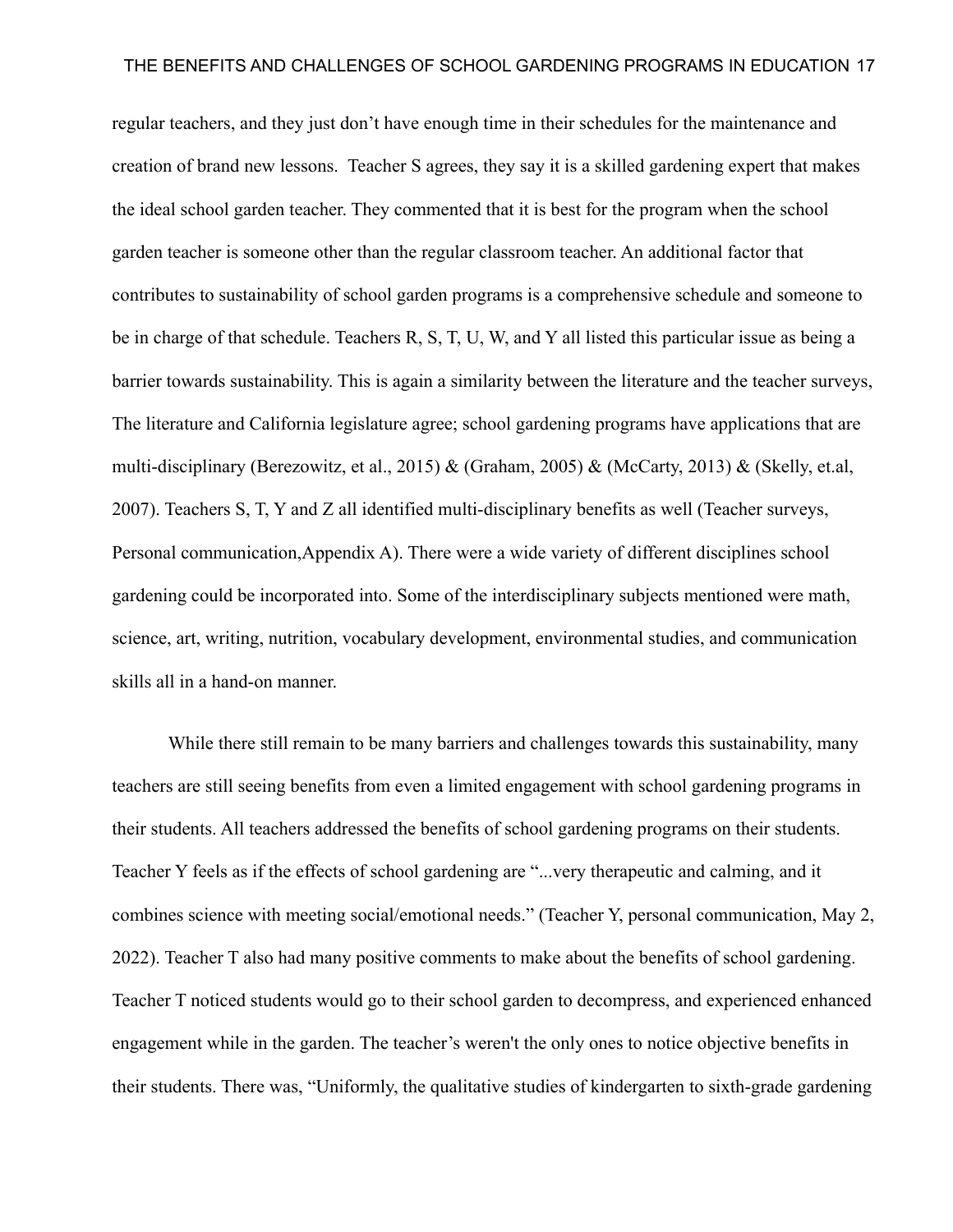regular teachers, and they just don't have enough time in their schedules for the maintenance and creation of brand new lessons.  Teacher S agrees, they say it is a skilled gardening expert that makes the ideal school garden teacher. They commented that it is best for the program when the school garden teacher is someone other than the regular classroom teacher. An additional factor that contributes to sustainability of school garden programs is a comprehensive schedule and someone to be in charge of that schedule. Teachers R, S, T, U, W, and Y all listed this particular issue as being a barrier towards sustainability. This is again a similarity between the literature and the teacher surveys, The literature and California legislature agree; school gardening programs have applications that are multi-disciplinary (Berezowitz, et al., 2015) & (Graham, 2005) & (McCarty, 2013) & (Skelly, et.al, 2007). Teachers S, T, Y and Z all identified multi-disciplinary benefits as well (Teacher surveys, Personal communication,Appendix A). There were a wide variety of different disciplines school gardening could be incorporated into. Some of the interdisciplinary subjects mentioned were math, science, art, writing, nutrition, vocabulary development, environmental studies, and communication skills all in a hand-on manner.

While there still remain to be many barriers and challenges towards this sustainability, many teachers are still seeing benefits from even a limited engagement with school gardening programs in their students. All teachers addressed the benefits of school gardening programs on their students. Teacher Y feels as if the effects of school gardening are "...very therapeutic and calming, and it combines science with meeting social/emotional needs." (Teacher Y, personal communication, May 2, 2022). Teacher T also had many positive comments to make about the benefits of school gardening. Teacher T noticed students would go to their school garden to decompress, and experienced enhanced engagement while in the garden. The teacher's weren't the only ones to notice objective benefits in their students. There was, "Uniformly, the qualitative studies of kindergarten to sixth-grade gardening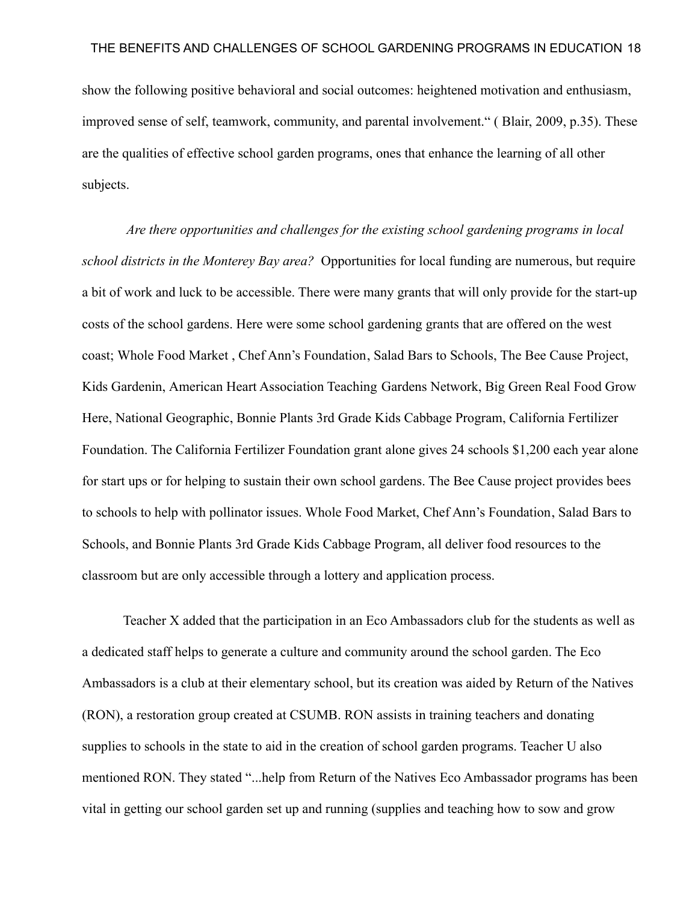show the following positive behavioral and social outcomes: heightened motivation and enthusiasm, improved sense of self, teamwork, community, and parental involvement." ( Blair, 2009, p.35). These are the qualities of effective school garden programs, ones that enhance the learning of all other subjects.

*Are there opportunities and challenges for the existing school gardening programs in local school districts in the Monterey Bay area?* Opportunities for local funding are numerous, but require a bit of work and luck to be accessible. There were many grants that will only provide for the start-up costs of the school gardens. Here were some school gardening grants that are offered on the west coast; Whole Food Market , Chef Ann's Foundation, Salad Bars to Schools, The Bee Cause Project, Kids Gardenin, American Heart Association Teaching Gardens Network, Big Green Real Food Grow Here, National Geographic, Bonnie Plants 3rd Grade Kids Cabbage Program, California Fertilizer Foundation. The California Fertilizer Foundation grant alone gives 24 schools $1,200 each year alone for start ups or for helping to sustain their own school gardens. The Bee Cause project provides bees to schools to help with pollinator issues. Whole Food Market, Chef Ann's Foundation, Salad Bars to Schools, and Bonnie Plants 3rd Grade Kids Cabbage Program, all deliver food resources to the classroom but are only accessible through a lottery and application process.

Teacher X added that the participation in an Eco Ambassadors club for the students as well as a dedicated staff helps to generate a culture and community around the school garden. The Eco Ambassadors is a club at their elementary school, but its creation was aided by Return of the Natives (RON), a restoration group created at CSUMB. RON assists in training teachers and donating supplies to schools in the state to aid in the creation of school garden programs. Teacher U also mentioned RON. They stated "...help from Return of the Natives Eco Ambassador programs has been vital in getting our school garden set up and running (supplies and teaching how to sow and grow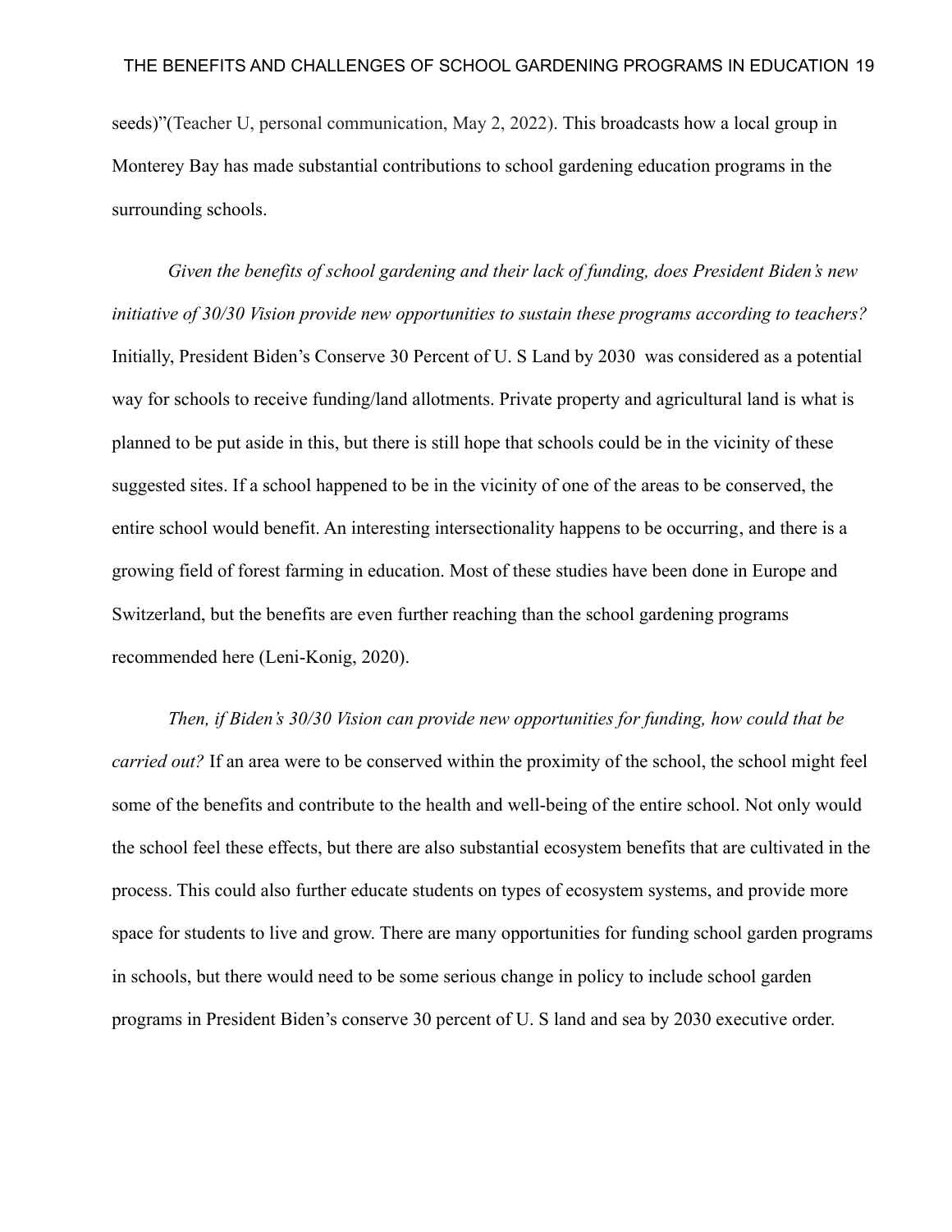seeds)"(Teacher U, personal communication, May 2, 2022). This broadcasts how a local group in Monterey Bay has made substantial contributions to school gardening education programs in the surrounding schools.

*Given the benefits of school gardening and their lack of funding, does President Biden's new initiative of 30/30 Vision provide new opportunities to sustain these programs according to teachers?* Initially, President Biden's Conserve 30 Percent of U. S Land by 2030 was considered as a potential way for schools to receive funding/land allotments. Private property and agricultural land is what is planned to be put aside in this, but there is still hope that schools could be in the vicinity of these suggested sites. If a school happened to be in the vicinity of one of the areas to be conserved, the entire school would benefit. An interesting intersectionality happens to be occurring, and there is a growing field of forest farming in education. Most of these studies have been done in Europe and Switzerland, but the benefits are even further reaching than the school gardening programs recommended here (Leni-Konig, 2020).

*Then, if Biden's 30/30 Vision can provide new opportunities for funding, how could that be carried out?* If an area were to be conserved within the proximity of the school, the school might feel some of the benefits and contribute to the health and well-being of the entire school. Not only would the school feel these effects, but there are also substantial ecosystem benefits that are cultivated in the process. This could also further educate students on types of ecosystem systems, and provide more space for students to live and grow. There are many opportunities for funding school garden programs in schools, but there would need to be some serious change in policy to include school garden programs in President Biden's conserve 30 percent of U. S land and sea by 2030 executive order.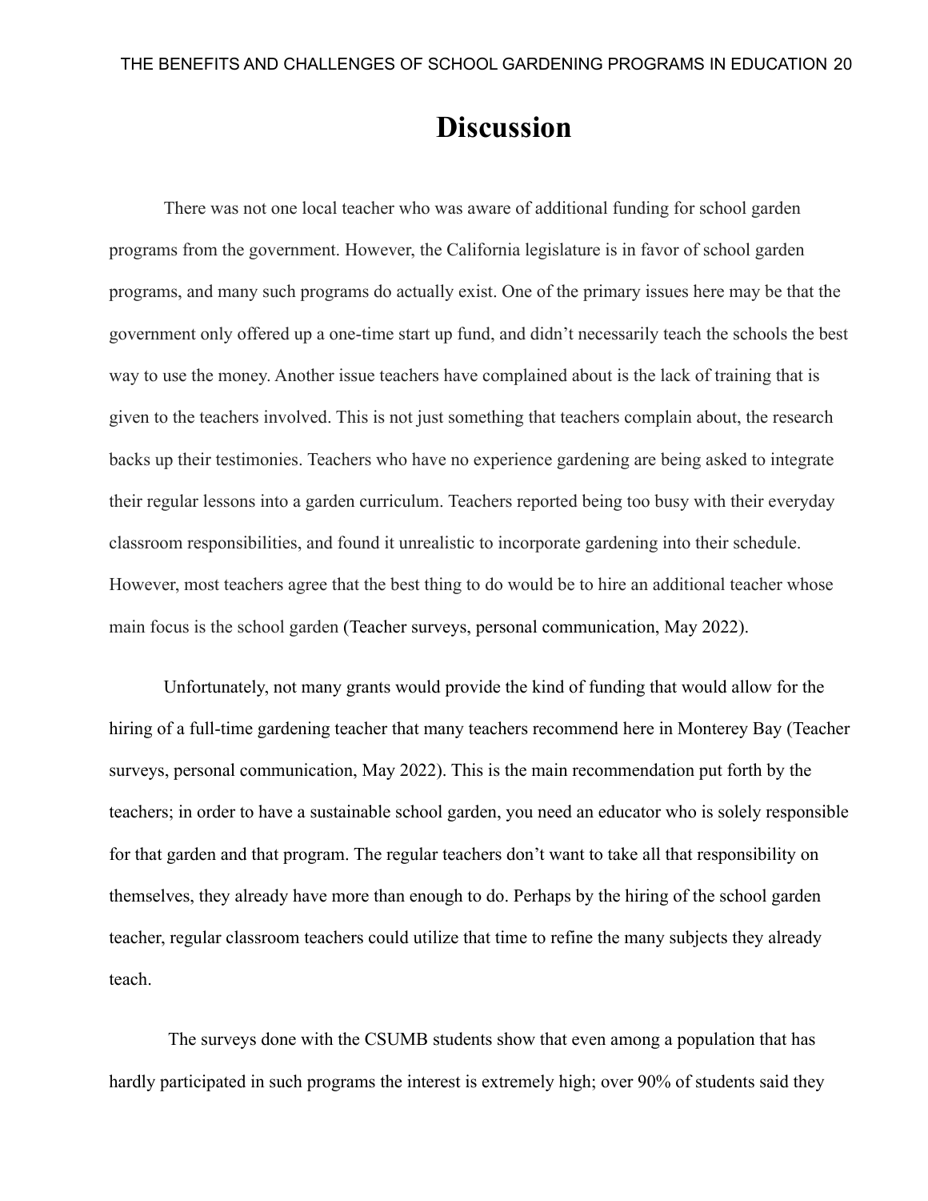# Discussion

There was not one local teacher who was aware of additional funding for school garden programs from the government. However, the California legislature is in favor of school garden programs, and many such programs do actually exist. One of the primary issues here may be that the government only offered up a one-time start up fund, and didn't necessarily teach the schools the best way to use the money. Another issue teachers have complained about is the lack of training that is given to the teachers involved. This is not just something that teachers complain about, the research backs up their testimonies. Teachers who have no experience gardening are being asked to integrate their regular lessons into a garden curriculum. Teachers reported being too busy with their everyday classroom responsibilities, and found it unrealistic to incorporate gardening into their schedule. However, most teachers agree that the best thing to do would be to hire an additional teacher whose main focus is the school garden (Teacher surveys, personal communication, May 2022).

Unfortunately, not many grants would provide the kind of funding that would allow for the hiring of a full-time gardening teacher that many teachers recommend here in Monterey Bay (Teacher surveys, personal communication, May 2022). This is the main recommendation put forth by the teachers; in order to have a sustainable school garden, you need an educator who is solely responsible for that garden and that program. The regular teachers don't want to take all that responsibility on themselves, they already have more than enough to do. Perhaps by the hiring of the school garden teacher, regular classroom teachers could utilize that time to refine the many subjects they already teach.

The surveys done with the CSUMB students show that even among a population that has hardly participated in such programs the interest is extremely high; over 90% of students said they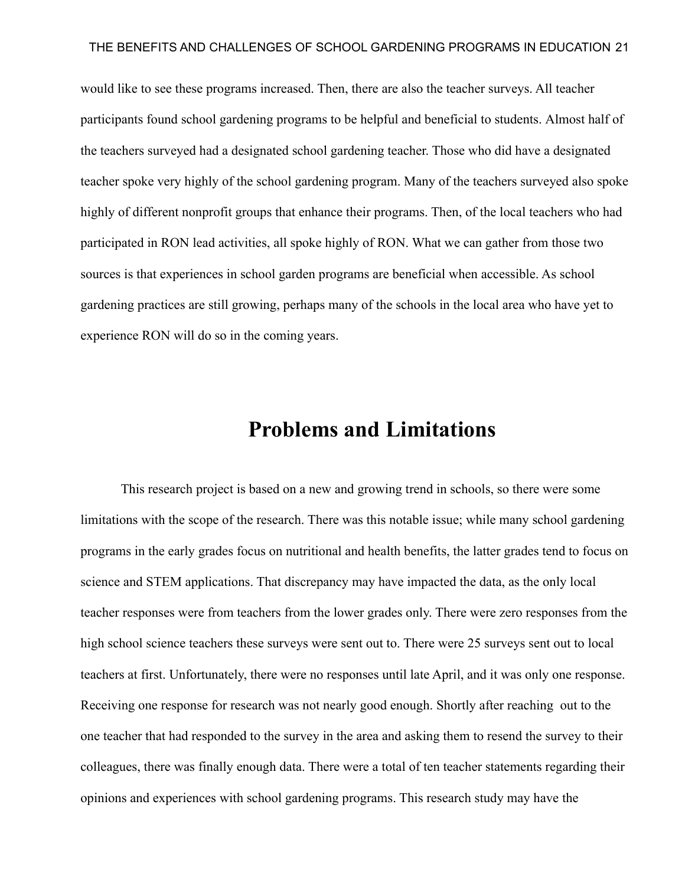would like to see these programs increased. Then, there are also the teacher surveys. All teacher participants found school gardening programs to be helpful and beneficial to students. Almost half of the teachers surveyed had a designated school gardening teacher. Those who did have a designated teacher spoke very highly of the school gardening program. Many of the teachers surveyed also spoke highly of different nonprofit groups that enhance their programs. Then, of the local teachers who had participated in RON lead activities, all spoke highly of RON. What we can gather from those two sources is that experiences in school garden programs are beneficial when accessible. As school gardening practices are still growing, perhaps many of the schools in the local area who have yet to experience RON will do so in the coming years.

# Problems and Limitations

This research project is based on a new and growing trend in schools, so there were some limitations with the scope of the research. There was this notable issue; while many school gardening programs in the early grades focus on nutritional and health benefits, the latter grades tend to focus on science and STEM applications. That discrepancy may have impacted the data, as the only local teacher responses were from teachers from the lower grades only. There were zero responses from the high school science teachers these surveys were sent out to. There were 25 surveys sent out to local teachers at first. Unfortunately, there were no responses until late April, and it was only one response. Receiving one response for research was not nearly good enough. Shortly after reaching out to the one teacher that had responded to the survey in the area and asking them to resend the survey to their colleagues, there was finally enough data. There were a total of ten teacher statements regarding their opinions and experiences with school gardening programs. This research study may have the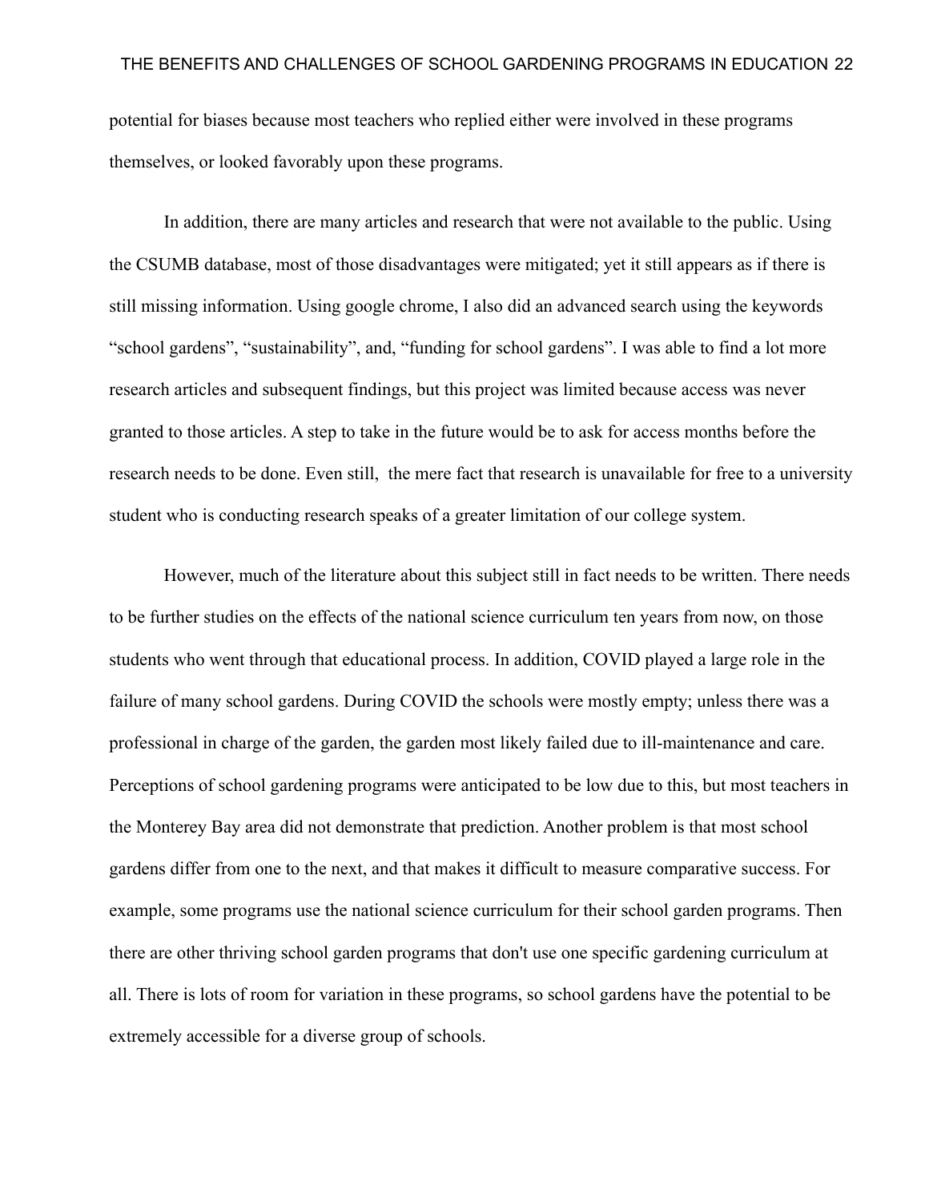potential for biases because most teachers who replied either were involved in these programs themselves, or looked favorably upon these programs.

In addition, there are many articles and research that were not available to the public. Using the CSUMB database, most of those disadvantages were mitigated; yet it still appears as if there is still missing information. Using google chrome, I also did an advanced search using the keywords “school gardens”, “sustainability”, and, “funding for school gardens”. I was able to find a lot more research articles and subsequent findings, but this project was limited because access was never granted to those articles. A step to take in the future would be to ask for access months before the research needs to be done. Even still,  the mere fact that research is unavailable for free to a university student who is conducting research speaks of a greater limitation of our college system.

However, much of the literature about this subject still in fact needs to be written. There needs to be further studies on the effects of the national science curriculum ten years from now, on those students who went through that educational process. In addition, COVID played a large role in the failure of many school gardens. During COVID the schools were mostly empty; unless there was a professional in charge of the garden, the garden most likely failed due to ill-maintenance and care. Perceptions of school gardening programs were anticipated to be low due to this, but most teachers in the Monterey Bay area did not demonstrate that prediction. Another problem is that most school gardens differ from one to the next, and that makes it difficult to measure comparative success. For example, some programs use the national science curriculum for their school garden programs. Then there are other thriving school garden programs that don't use one specific gardening curriculum at all. There is lots of room for variation in these programs, so school gardens have the potential to be extremely accessible for a diverse group of schools.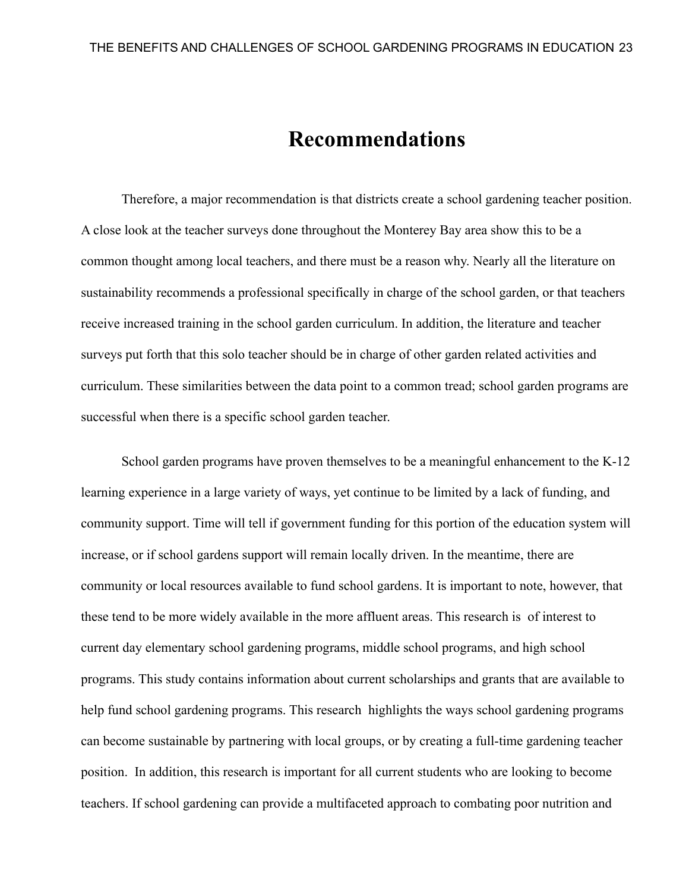# Recommendations

Therefore, a major recommendation is that districts create a school gardening teacher position. A close look at the teacher surveys done throughout the Monterey Bay area show this to be a common thought among local teachers, and there must be a reason why. Nearly all the literature on sustainability recommends a professional specifically in charge of the school garden, or that teachers receive increased training in the school garden curriculum. In addition, the literature and teacher surveys put forth that this solo teacher should be in charge of other garden related activities and curriculum. These similarities between the data point to a common tread; school garden programs are successful when there is a specific school garden teacher.

School garden programs have proven themselves to be a meaningful enhancement to the K-12 learning experience in a large variety of ways, yet continue to be limited by a lack of funding, and community support. Time will tell if government funding for this portion of the education system will increase, or if school gardens support will remain locally driven. In the meantime, there are community or local resources available to fund school gardens. It is important to note, however, that these tend to be more widely available in the more affluent areas. This research is  of interest to current day elementary school gardening programs, middle school programs, and high school programs. This study contains information about current scholarships and grants that are available to help fund school gardening programs. This research  highlights the ways school gardening programs can become sustainable by partnering with local groups, or by creating a full-time gardening teacher position.  In addition, this research is important for all current students who are looking to become teachers. If school gardening can provide a multifaceted approach to combating poor nutrition and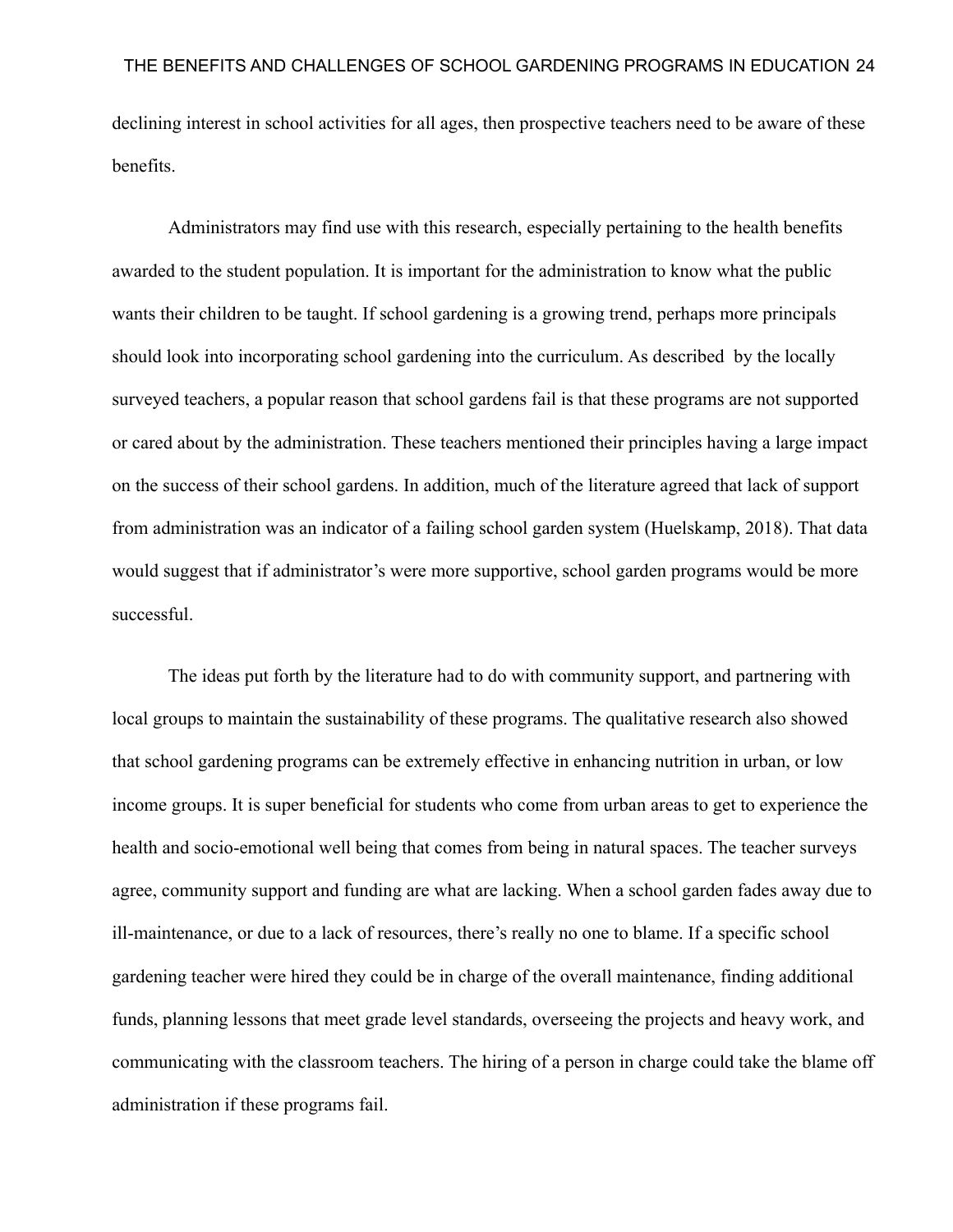declining interest in school activities for all ages, then prospective teachers need to be aware of these benefits.

Administrators may find use with this research, especially pertaining to the health benefits awarded to the student population. It is important for the administration to know what the public wants their children to be taught. If school gardening is a growing trend, perhaps more principals should look into incorporating school gardening into the curriculum. As described by the locally surveyed teachers, a popular reason that school gardens fail is that these programs are not supported or cared about by the administration. These teachers mentioned their principles having a large impact on the success of their school gardens. In addition, much of the literature agreed that lack of support from administration was an indicator of a failing school garden system (Huelskamp, 2018). That data would suggest that if administrator's were more supportive, school garden programs would be more successful.

The ideas put forth by the literature had to do with community support, and partnering with local groups to maintain the sustainability of these programs. The qualitative research also showed that school gardening programs can be extremely effective in enhancing nutrition in urban, or low income groups. It is super beneficial for students who come from urban areas to get to experience the health and socio-emotional well being that comes from being in natural spaces. The teacher surveys agree, community support and funding are what are lacking. When a school garden fades away due to ill-maintenance, or due to a lack of resources, there's really no one to blame. If a specific school gardening teacher were hired they could be in charge of the overall maintenance, finding additional funds, planning lessons that meet grade level standards, overseeing the projects and heavy work, and communicating with the classroom teachers. The hiring of a person in charge could take the blame off administration if these programs fail.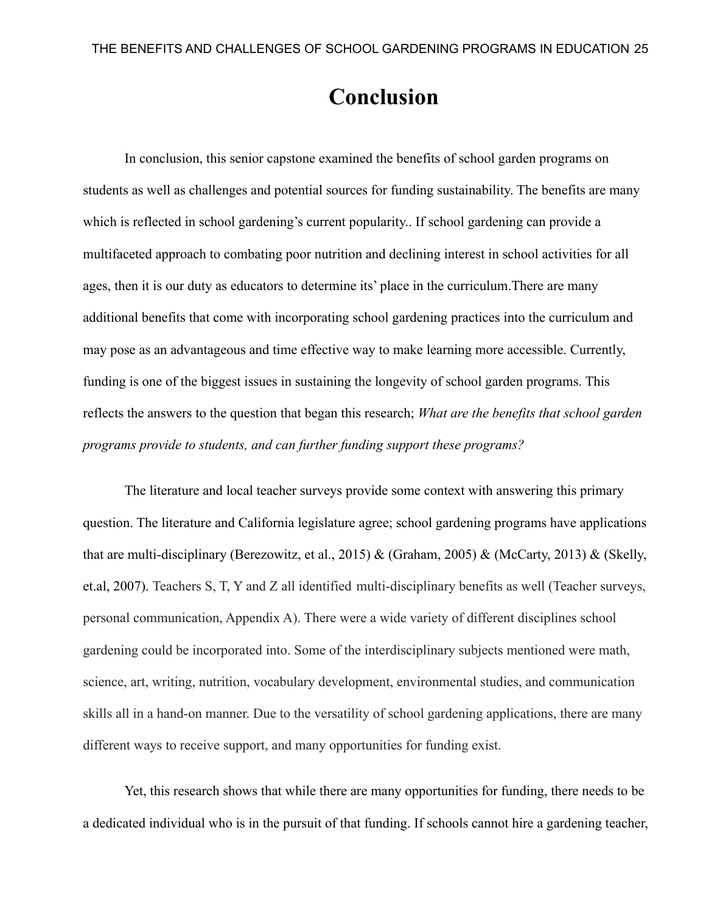# Conclusion

In conclusion, this senior capstone examined the benefits of school garden programs on students as well as challenges and potential sources for funding sustainability. The benefits are many which is reflected in school gardening's current popularity.. If school gardening can provide a multifaceted approach to combating poor nutrition and declining interest in school activities for all ages, then it is our duty as educators to determine its' place in the curriculum.There are many additional benefits that come with incorporating school gardening practices into the curriculum and may pose as an advantageous and time effective way to make learning more accessible. Currently, funding is one of the biggest issues in sustaining the longevity of school garden programs. This reflects the answers to the question that began this research; *What are the benefits that school garden programs provide to students, and can further funding support these programs?*

The literature and local teacher surveys provide some context with answering this primary question. The literature and California legislature agree; school gardening programs have applications that are multi-disciplinary (Berezowitz, et al., 2015) & (Graham, 2005) & (McCarty, 2013) & (Skelly, et.al, 2007). Teachers S, T, Y and Z all identified multi-disciplinary benefits as well (Teacher surveys, personal communication, Appendix A). There were a wide variety of different disciplines school gardening could be incorporated into. Some of the interdisciplinary subjects mentioned were math, science, art, writing, nutrition, vocabulary development, environmental studies, and communication skills all in a hand-on manner. Due to the versatility of school gardening applications, there are many different ways to receive support, and many opportunities for funding exist.

Yet, this research shows that while there are many opportunities for funding, there needs to be a dedicated individual who is in the pursuit of that funding. If schools cannot hire a gardening teacher,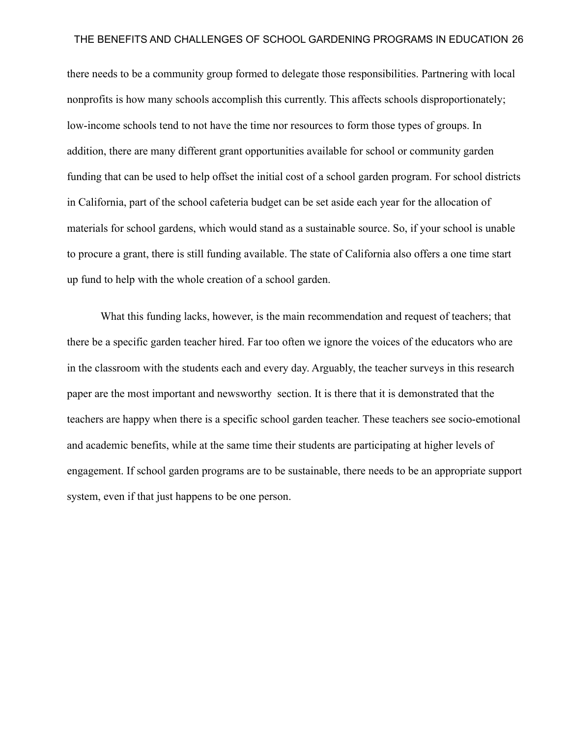there needs to be a community group formed to delegate those responsibilities. Partnering with local nonprofits is how many schools accomplish this currently. This affects schools disproportionately; low-income schools tend to not have the time nor resources to form those types of groups. In addition, there are many different grant opportunities available for school or community garden funding that can be used to help offset the initial cost of a school garden program. For school districts in California, part of the school cafeteria budget can be set aside each year for the allocation of materials for school gardens, which would stand as a sustainable source. So, if your school is unable to procure a grant, there is still funding available. The state of California also offers a one time start up fund to help with the whole creation of a school garden.

What this funding lacks, however, is the main recommendation and request of teachers; that there be a specific garden teacher hired. Far too often we ignore the voices of the educators who are in the classroom with the students each and every day. Arguably, the teacher surveys in this research paper are the most important and newsworthy section. It is there that it is demonstrated that the teachers are happy when there is a specific school garden teacher. These teachers see socio-emotional and academic benefits, while at the same time their students are participating at higher levels of engagement. If school garden programs are to be sustainable, there needs to be an appropriate support system, even if that just happens to be one person.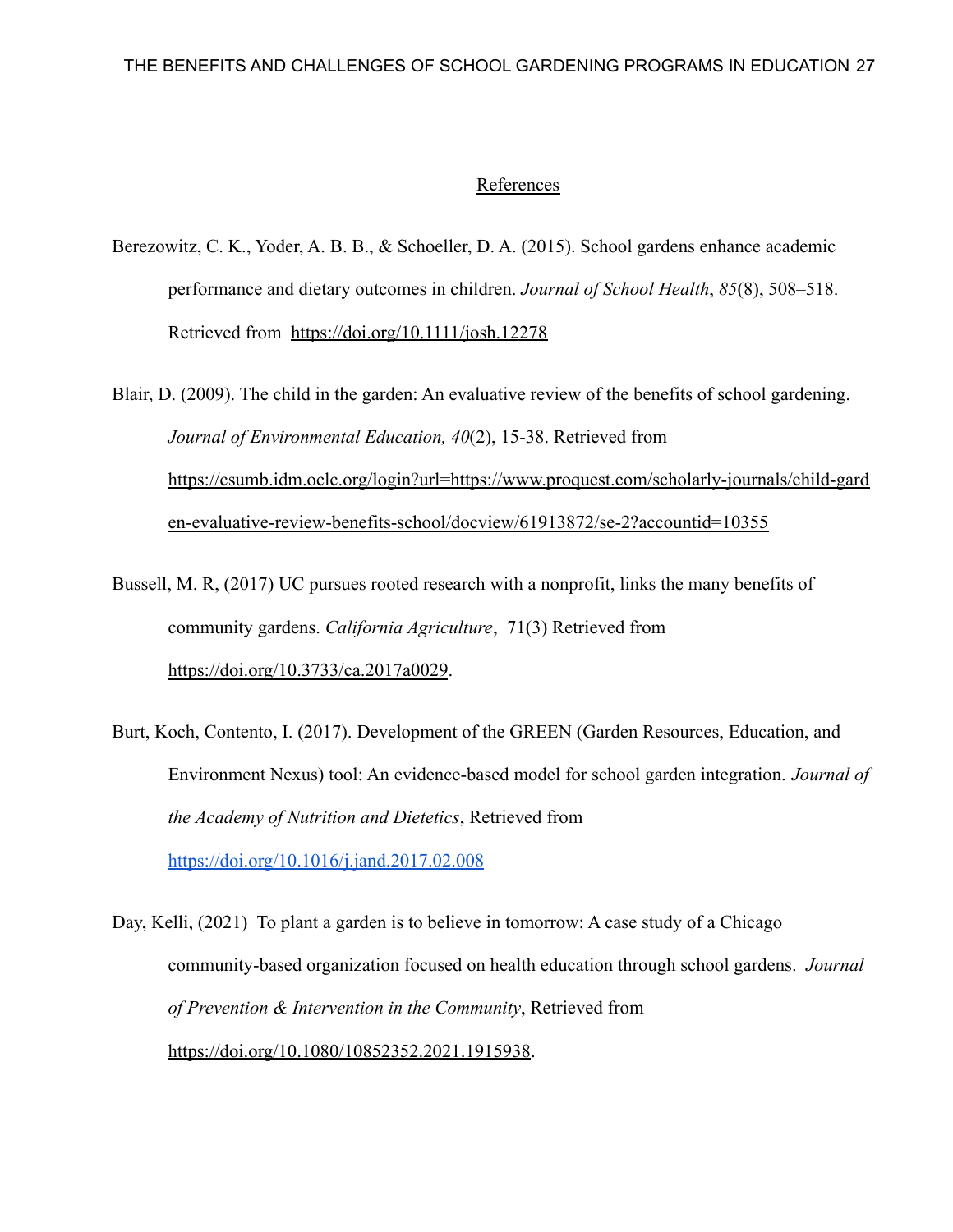## References

Berezowitz, C. K., Yoder, A. B. B., & Schoeller, D. A. (2015). School gardens enhance academic performance and dietary outcomes in children. *Journal of School Health*, *85*(8), 508–518. Retrieved from https://doi.org/10.1111/josh.12278

Blair, D. (2009). The child in the garden: An evaluative review of the benefits of school gardening. *Journal of Environmental Education, 40*(2), 15-38. Retrieved from https://csumb.idm.oclc.org/login?url=https://www.proquest.com/scholarly-journals/child-garden-evaluative-review-benefits-school/docview/61913872/se-2?accountid=10355

Bussell, M. R, (2017) UC pursues rooted research with a nonprofit, links the many benefits of community gardens. *California Agriculture*, 71(3) Retrieved from https://doi.org/10.3733/ca.2017a0029.

Burt, Koch, Contento, I. (2017). Development of the GREEN (Garden Resources, Education, and Environment Nexus) tool: An evidence-based model for school garden integration. *Journal of the Academy of Nutrition and Dietetics*, Retrieved from https://doi.org/10.1016/j.jand.2017.02.008

Day, Kelli, (2021) To plant a garden is to believe in tomorrow: A case study of a Chicago community-based organization focused on health education through school gardens. *Journal of Prevention & Intervention in the Community*, Retrieved from https://doi.org/10.1080/10852352.2021.1915938.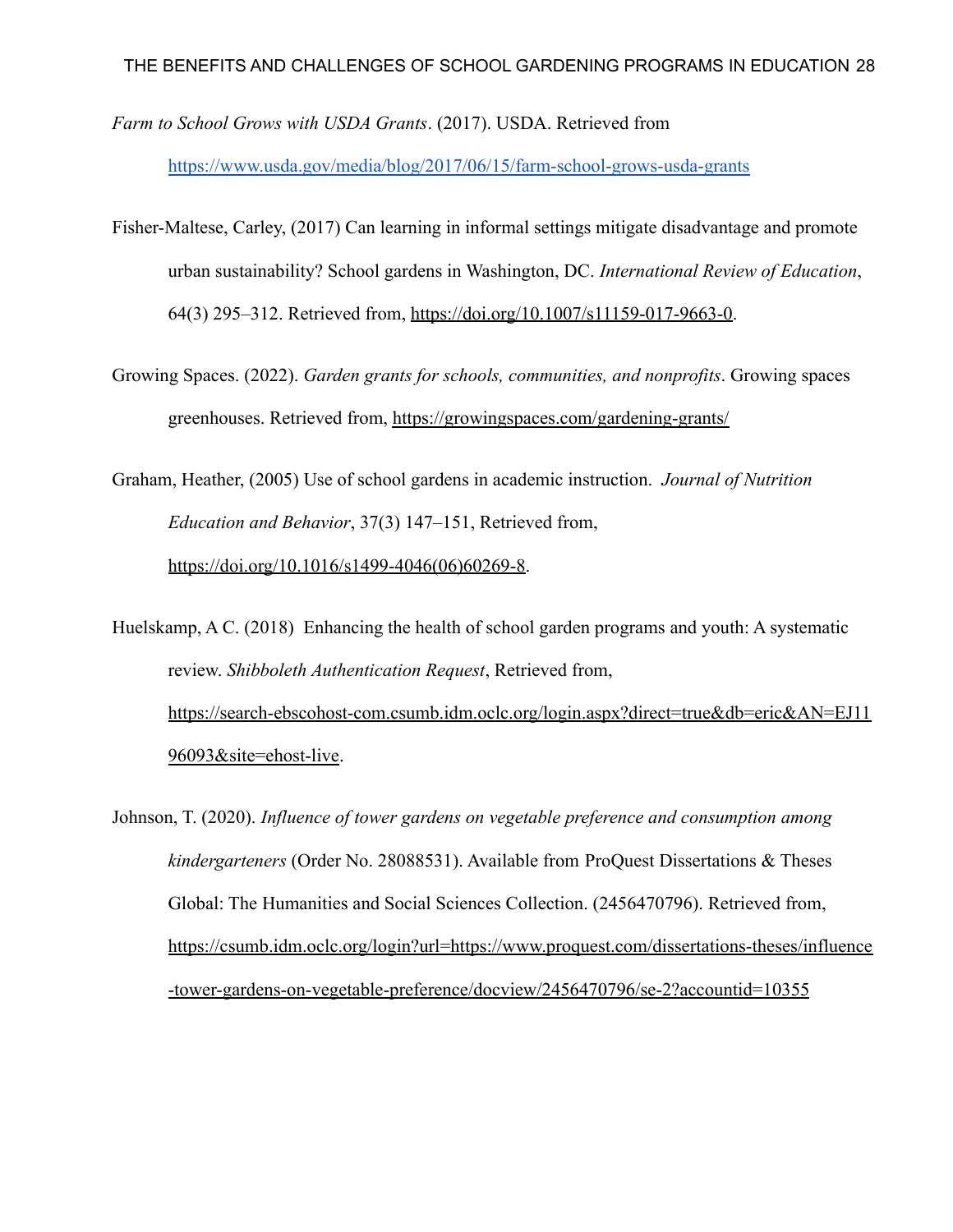*Farm to School Grows with USDA Grants*. (2017). USDA. Retrieved from https://www.usda.gov/media/blog/2017/06/15/farm-school-grows-usda-grants

Fisher-Maltese, Carley, (2017) Can learning in informal settings mitigate disadvantage and promote urban sustainability? School gardens in Washington, DC. *International Review of Education*, 64(3) 295–312. Retrieved from, https://doi.org/10.1007/s11159-017-9663-0.

Growing Spaces. (2022). *Garden grants for schools, communities, and nonprofits*. Growing spaces greenhouses. Retrieved from, https://growingspaces.com/gardening-grants/

Graham, Heather, (2005) Use of school gardens in academic instruction. *Journal of Nutrition Education and Behavior*, 37(3) 147–151, Retrieved from, https://doi.org/10.1016/s1499-4046(06)60269-8.

Huelskamp, A C. (2018) Enhancing the health of school garden programs and youth: A systematic review. *Shibboleth Authentication Request*, Retrieved from, https://search-ebscohost-com.csumb.idm.oclc.org/login.aspx?direct=true&db=eric&AN=EJ1196093&site=ehost-live.

Johnson, T. (2020). *Influence of tower gardens on vegetable preference and consumption among kindergarteners* (Order No. 28088531). Available from ProQuest Dissertations & Theses Global: The Humanities and Social Sciences Collection. (2456470796). Retrieved from, https://csumb.idm.oclc.org/login?url=https://www.proquest.com/dissertations-theses/influence-tower-gardens-on-vegetable-preference/docview/2456470796/se-2?accountid=10355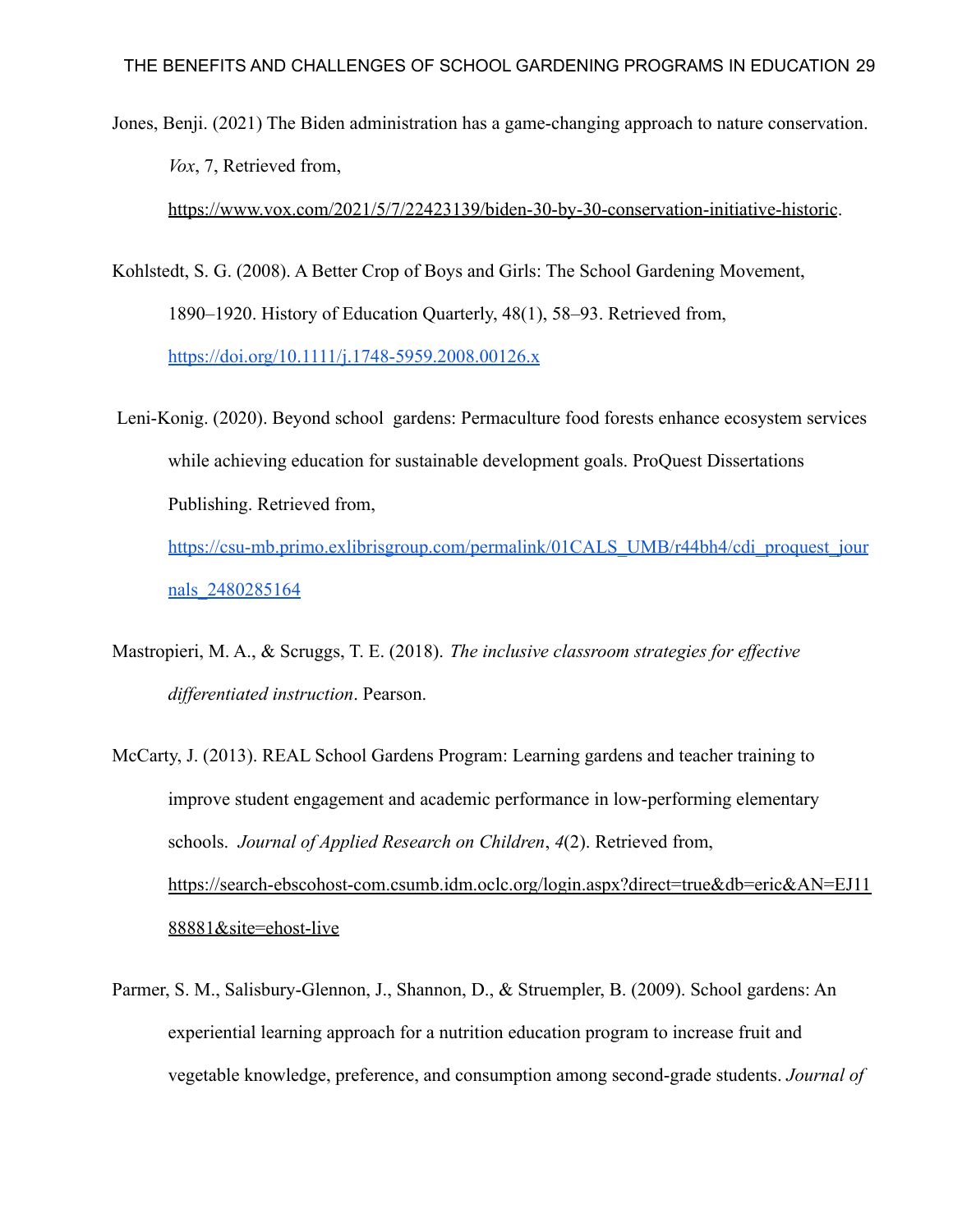Jones, Benji. (2021) The Biden administration has a game-changing approach to nature conservation. *Vox*, 7, Retrieved from, https://www.vox.com/2021/5/7/22423139/biden-30-by-30-conservation-initiative-historic.

Kohlstedt, S. G. (2008). A Better Crop of Boys and Girls: The School Gardening Movement, 1890–1920. History of Education Quarterly, 48(1), 58–93. Retrieved from, https://doi.org/10.1111/j.1748-5959.2008.00126.x

Leni-Konig. (2020). Beyond school gardens: Permaculture food forests enhance ecosystem services while achieving education for sustainable development goals. ProQuest Dissertations Publishing. Retrieved from, https://csu-mb.primo.exlibrisgroup.com/permalink/01CALS_UMB/r44bh4/cdi_proquest_journals_2480285164

Mastropieri, M. A., & Scruggs, T. E. (2018). *The inclusive classroom strategies for effective differentiated instruction*. Pearson.

McCarty, J. (2013). REAL School Gardens Program: Learning gardens and teacher training to improve student engagement and academic performance in low-performing elementary schools. *Journal of Applied Research on Children*, *4*(2). Retrieved from, https://search-ebscohost-com.csumb.idm.oclc.org/login.aspx?direct=true&db=eric&AN=EJ1188881&site=ehost-live

Parmer, S. M., Salisbury-Glennon, J., Shannon, D., & Struempler, B. (2009). School gardens: An experiential learning approach for a nutrition education program to increase fruit and vegetable knowledge, preference, and consumption among second-grade students. *Journal of*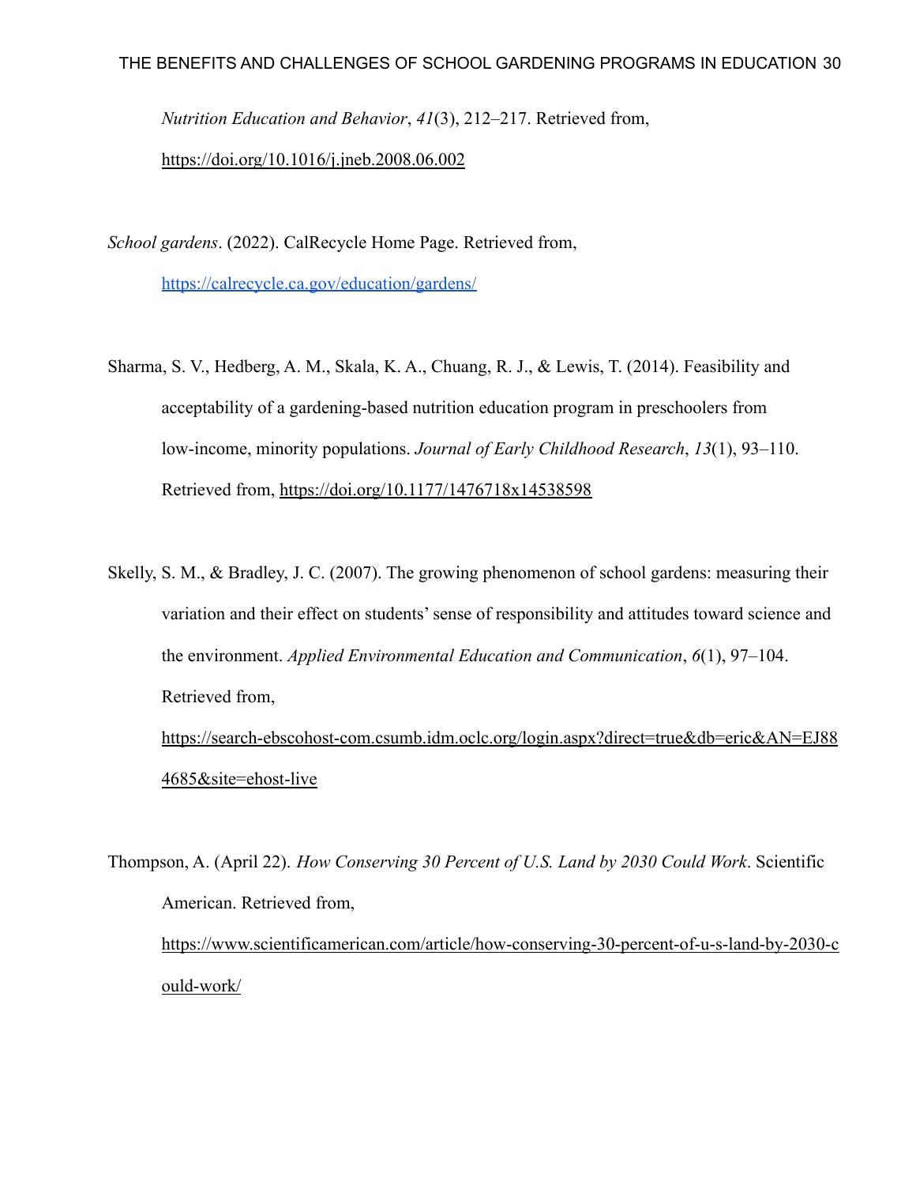*Nutrition Education and Behavior*, *41*(3), 212–217. Retrieved from, https://doi.org/10.1016/j.jneb.2008.06.002

*School gardens*. (2022). CalRecycle Home Page. Retrieved from, https://calrecycle.ca.gov/education/gardens/

Sharma, S. V., Hedberg, A. M., Skala, K. A., Chuang, R. J., & Lewis, T. (2014). Feasibility and acceptability of a gardening-based nutrition education program in preschoolers from low-income, minority populations. *Journal of Early Childhood Research*, *13*(1), 93–110. Retrieved from, https://doi.org/10.1177/1476718x14538598

Skelly, S. M., & Bradley, J. C. (2007). The growing phenomenon of school gardens: measuring their variation and their effect on students' sense of responsibility and attitudes toward science and the environment. *Applied Environmental Education and Communication*, *6*(1), 97–104. Retrieved from, https://search-ebscohost-com.csumb.idm.oclc.org/login.aspx?direct=true&db=eric&AN=EJ884685&site=ehost-live

Thompson, A. (April 22). *How Conserving 30 Percent of U.S. Land by 2030 Could Work*. Scientific American. Retrieved from, https://www.scientificamerican.com/article/how-conserving-30-percent-of-u-s-land-by-2030-could-work/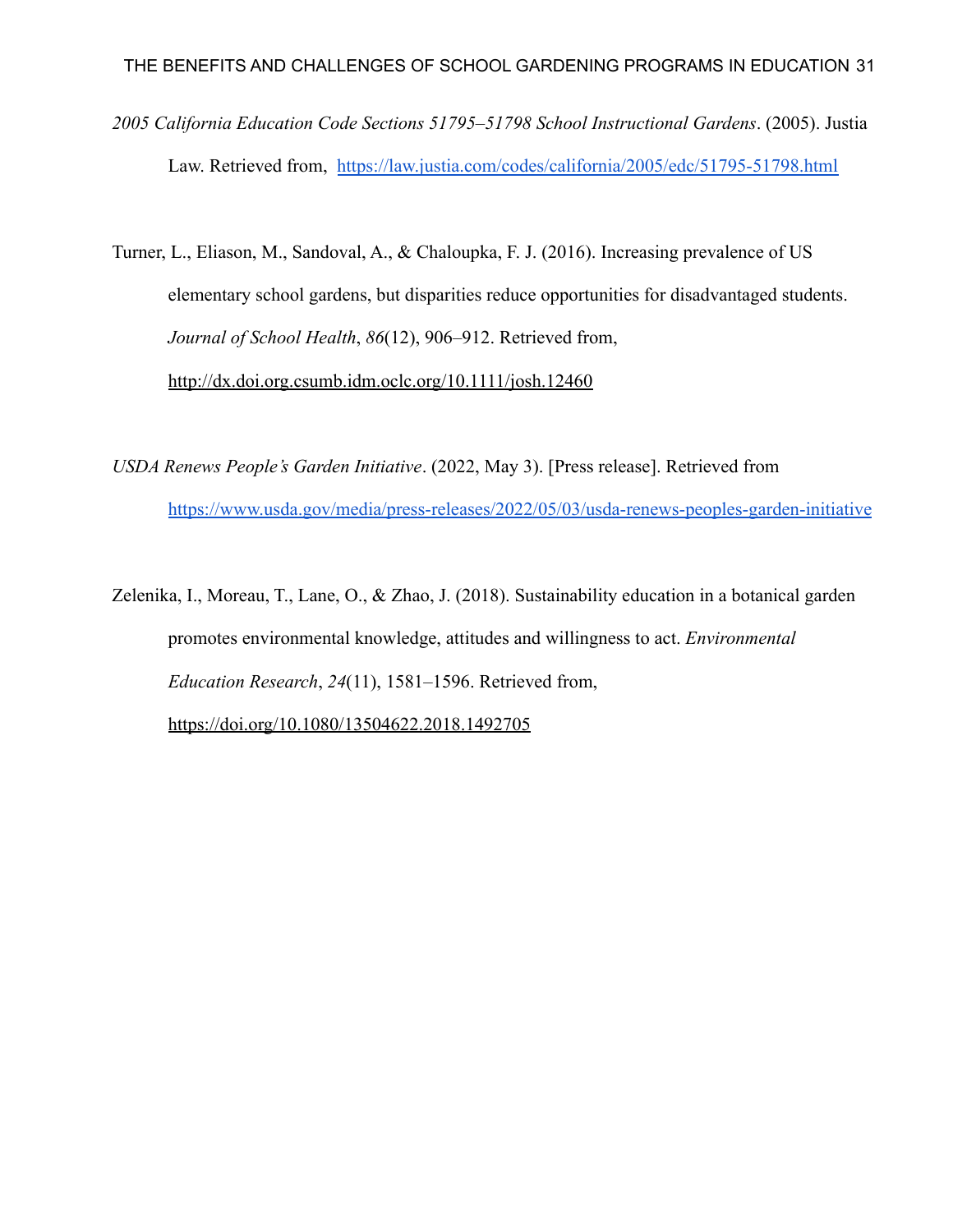*2005 California Education Code Sections 51795–51798 School Instructional Gardens*. (2005). Justia Law. Retrieved from, https://law.justia.com/codes/california/2005/edc/51795-51798.html

Turner, L., Eliason, M., Sandoval, A., & Chaloupka, F. J. (2016). Increasing prevalence of US elementary school gardens, but disparities reduce opportunities for disadvantaged students. *Journal of School Health*, *86*(12), 906–912. Retrieved from, http://dx.doi.org.csumb.idm.oclc.org/10.1111/josh.12460

*USDA Renews People's Garden Initiative*. (2022, May 3). [Press release]. Retrieved from https://www.usda.gov/media/press-releases/2022/05/03/usda-renews-peoples-garden-initiative

Zelenika, I., Moreau, T., Lane, O., & Zhao, J. (2018). Sustainability education in a botanical garden promotes environmental knowledge, attitudes and willingness to act. *Environmental Education Research*, *24*(11), 1581–1596. Retrieved from, https://doi.org/10.1080/13504622.2018.1492705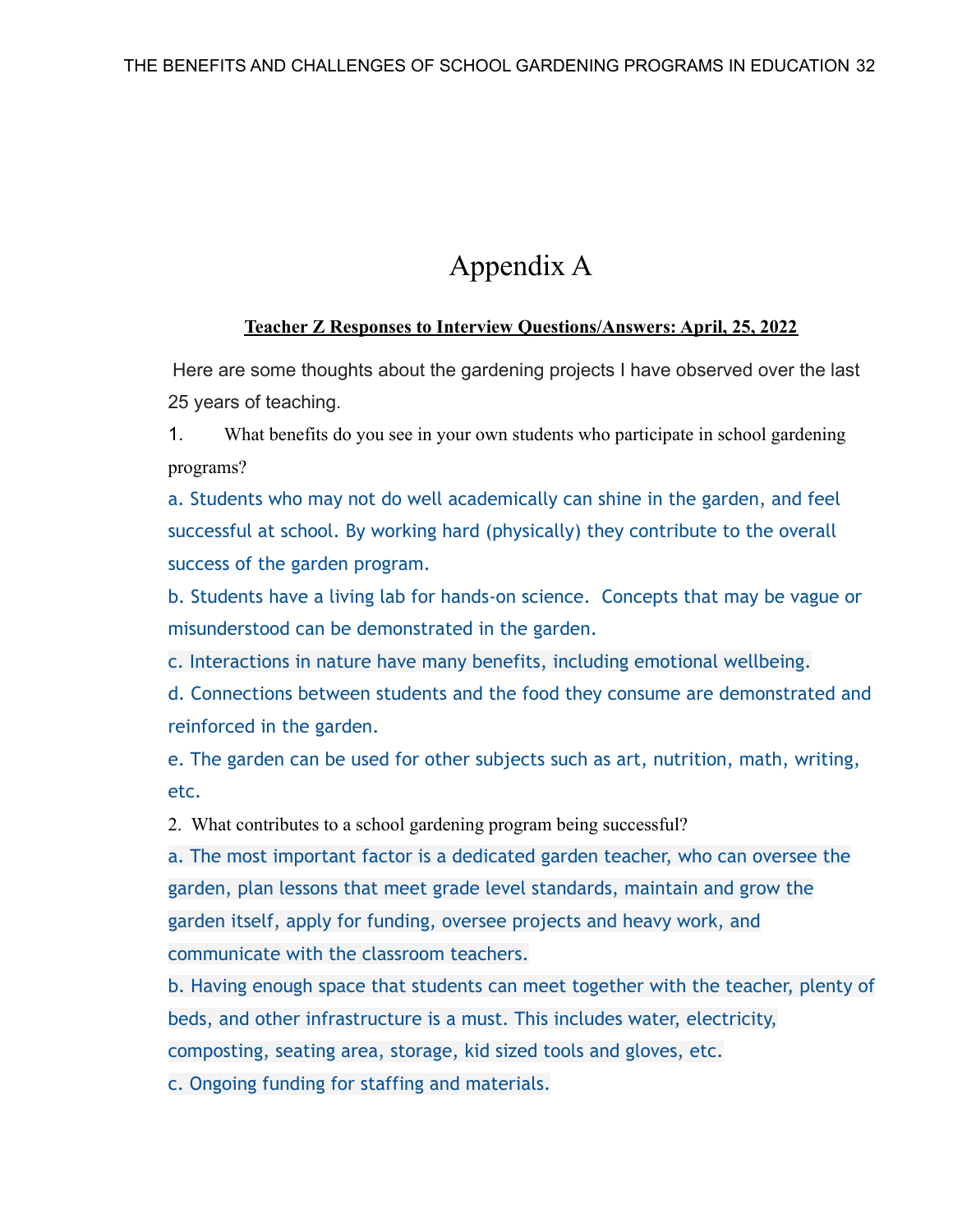# Appendix A

**Teacher Z Responses to Interview Questions/Answers: April, 25, 2022**

Here are some thoughts about the gardening projects I have observed over the last 25 years of teaching.

1. What benefits do you see in your own students who participate in school gardening programs?

a. Students who may not do well academically can shine in the garden, and feel successful at school. By working hard (physically) they contribute to the overall success of the garden program.

b. Students have a living lab for hands-on science. Concepts that may be vague or misunderstood can be demonstrated in the garden.

c. Interactions in nature have many benefits, including emotional wellbeing.

d. Connections between students and the food they consume are demonstrated and reinforced in the garden.

e. The garden can be used for other subjects such as art, nutrition, math, writing, etc.

2. What contributes to a school gardening program being successful?

a. The most important factor is a dedicated garden teacher, who can oversee the garden, plan lessons that meet grade level standards, maintain and grow the garden itself, apply for funding, oversee projects and heavy work, and communicate with the classroom teachers.

b. Having enough space that students can meet together with the teacher, plenty of beds, and other infrastructure is a must. This includes water, electricity, composting, seating area, storage, kid sized tools and gloves, etc.

c. Ongoing funding for staffing and materials.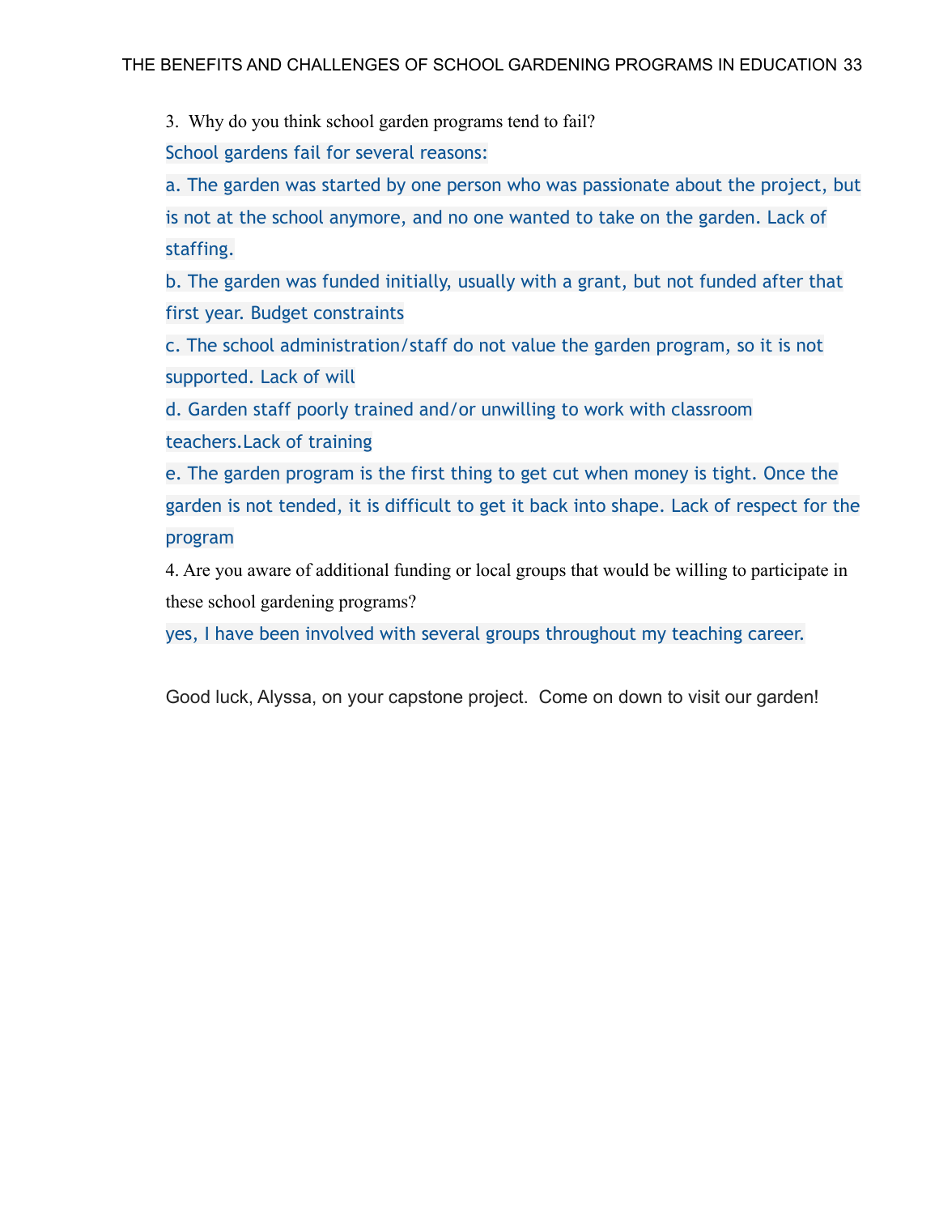3. Why do you think school garden programs tend to fail?

School gardens fail for several reasons:

a. The garden was started by one person who was passionate about the project, but is not at the school anymore, and no one wanted to take on the garden. Lack of staffing.

b. The garden was funded initially, usually with a grant, but not funded after that first year. Budget constraints

c. The school administration/staff do not value the garden program, so it is not supported. Lack of will

d. Garden staff poorly trained and/or unwilling to work with classroom teachers.Lack of training

e. The garden program is the first thing to get cut when money is tight. Once the garden is not tended, it is difficult to get it back into shape. Lack of respect for the program

4. Are you aware of additional funding or local groups that would be willing to participate in these school gardening programs?

yes, I have been involved with several groups throughout my teaching career.

Good luck, Alyssa, on your capstone project. Come on down to visit our garden!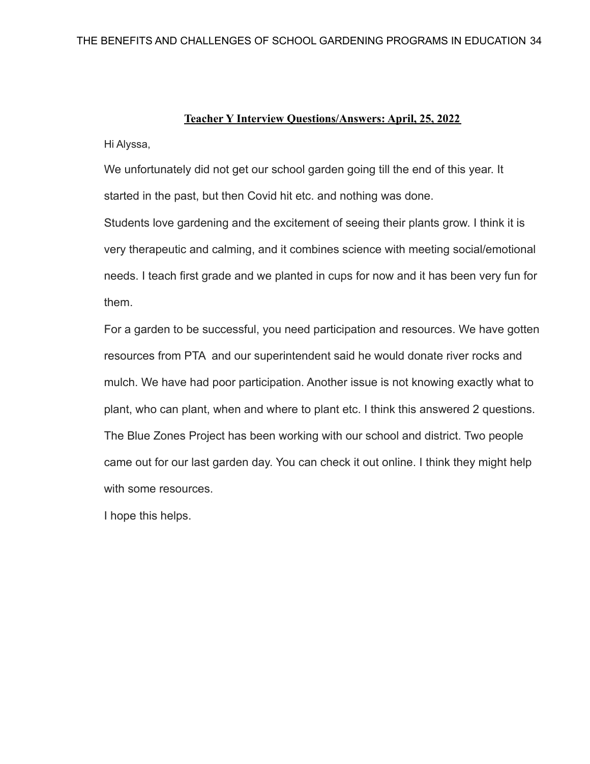**Teacher Y Interview Questions/Answers: April, 25, 2022**

Hi Alyssa,

We unfortunately did not get our school garden going till the end of this year. It started in the past, but then Covid hit etc. and nothing was done.

Students love gardening and the excitement of seeing their plants grow. I think it is very therapeutic and calming, and it combines science with meeting social/emotional needs. I teach first grade and we planted in cups for now and it has been very fun for them.

For a garden to be successful, you need participation and resources. We have gotten resources from PTA and our superintendent said he would donate river rocks and mulch. We have had poor participation. Another issue is not knowing exactly what to plant, who can plant, when and where to plant etc. I think this answered 2 questions.

The Blue Zones Project has been working with our school and district. Two people came out for our last garden day. You can check it out online. I think they might help with some resources.

I hope this helps.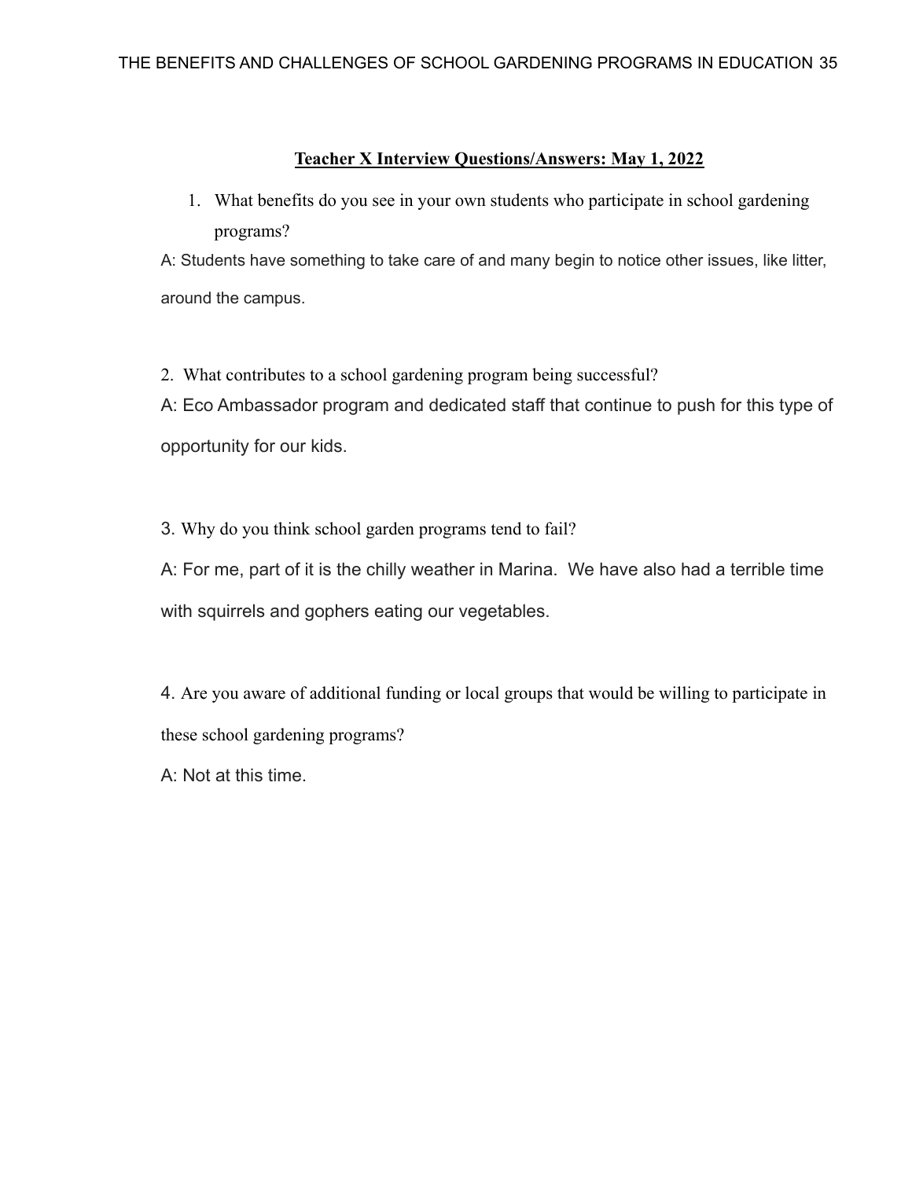**Teacher X Interview Questions/Answers: May 1, 2022**

1. What benefits do you see in your own students who participate in school gardening programs?

A: Students have something to take care of and many begin to notice other issues, like litter, around the campus.

2. What contributes to a school gardening program being successful?

A: Eco Ambassador program and dedicated staff that continue to push for this type of opportunity for our kids.

3. Why do you think school garden programs tend to fail?

A: For me, part of it is the chilly weather in Marina. We have also had a terrible time with squirrels and gophers eating our vegetables.

4. Are you aware of additional funding or local groups that would be willing to participate in these school gardening programs?

A: Not at this time.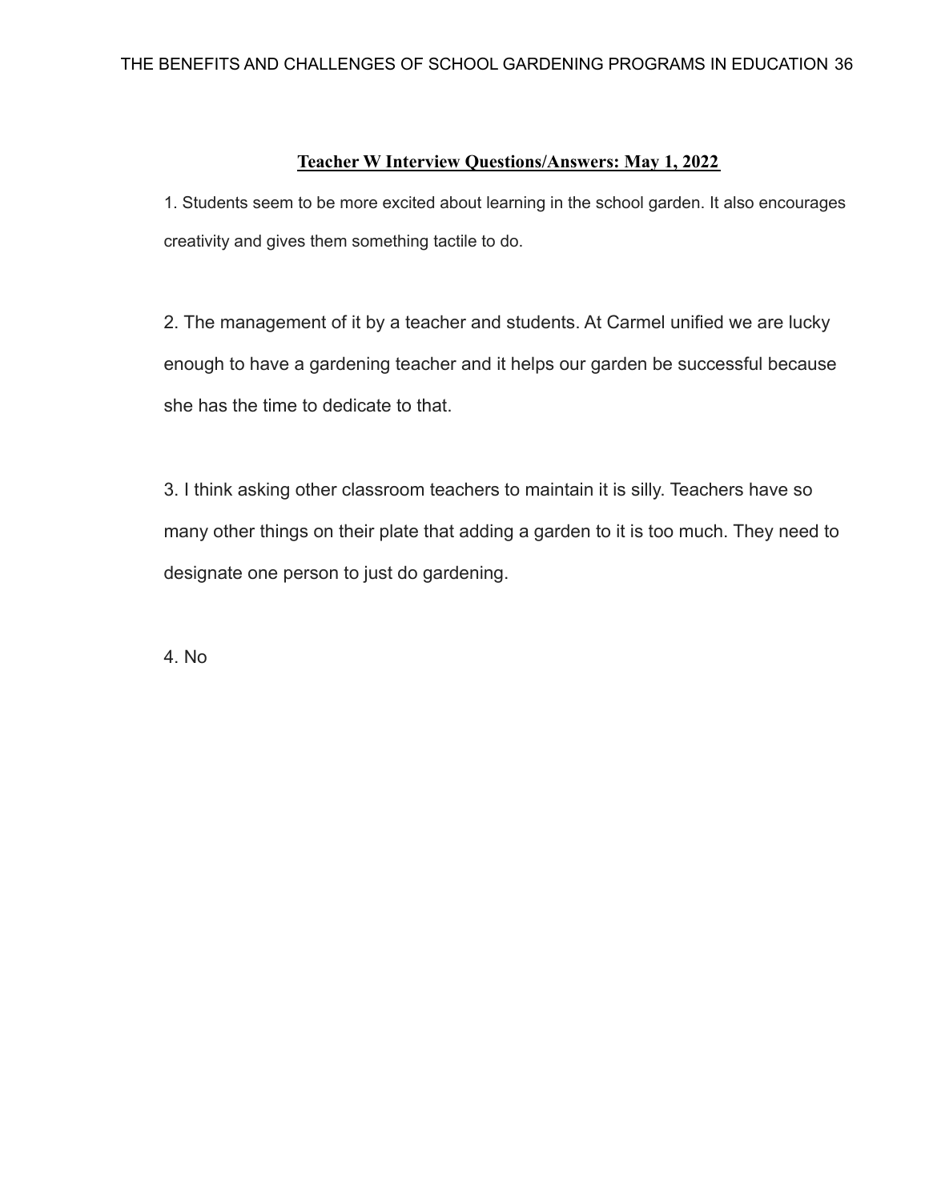**Teacher W Interview Questions/Answers: May 1, 2022**

1. Students seem to be more excited about learning in the school garden. It also encourages creativity and gives them something tactile to do.

2. The management of it by a teacher and students. At Carmel unified we are lucky enough to have a gardening teacher and it helps our garden be successful because she has the time to dedicate to that.

3. I think asking other classroom teachers to maintain it is silly. Teachers have so many other things on their plate that adding a garden to it is too much. They need to designate one person to just do gardening.

4. No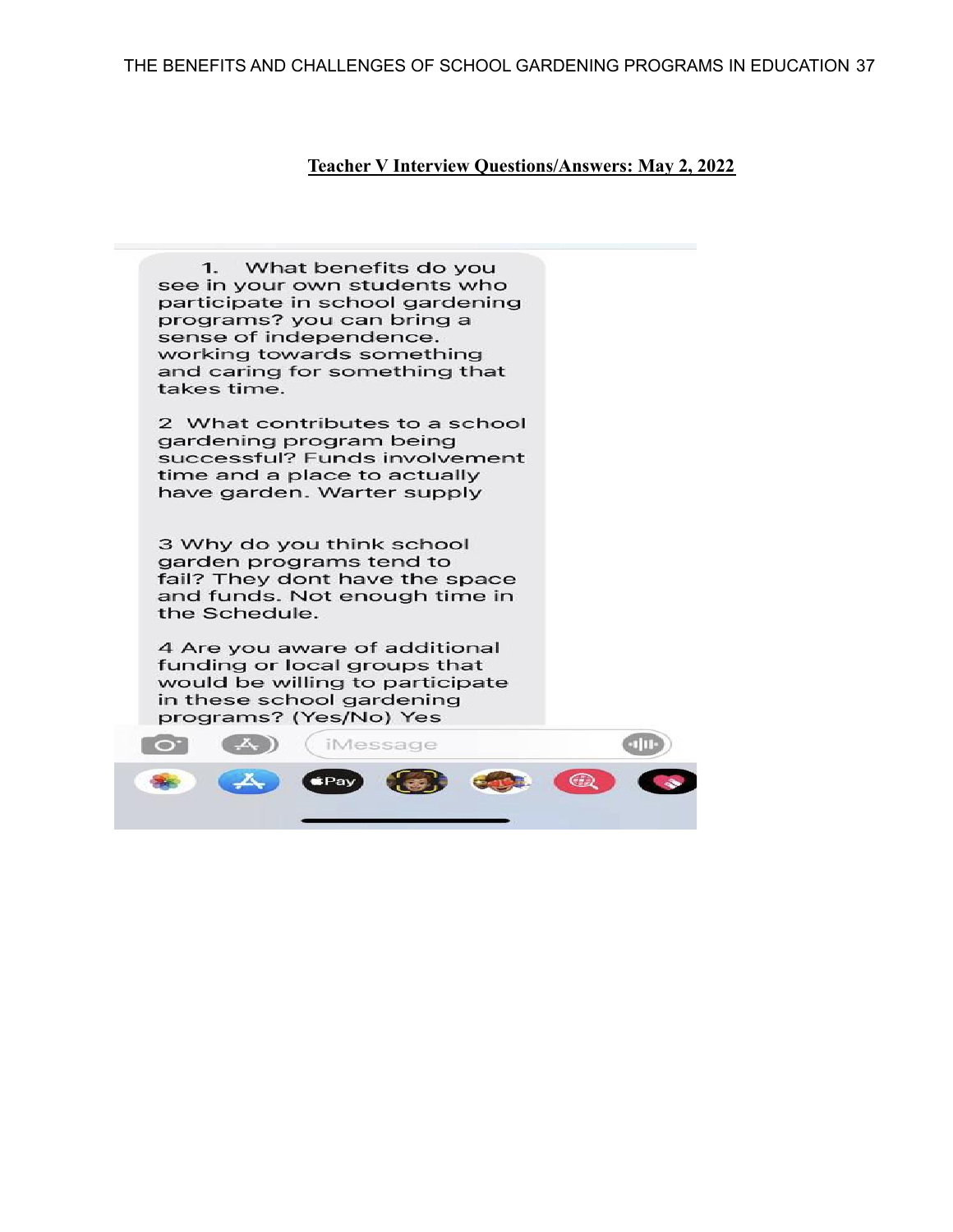**Teacher V Interview Questions/Answers: May 2, 2022**

1. What benefits do you see in your own students who participate in school gardening programs? you can bring a sense of independence. working towards something and caring for something that takes time.

2 What contributes to a school gardening program being successful? Funds involvement time and a place to actually have garden. Warter supply

3 Why do you think school garden programs tend to fail? They dont have the space and funds. Not enough time in the Schedule.

4 Are you aware of additional funding or local groups that would be willing to participate in these school gardening programs? (Yes/No) Yes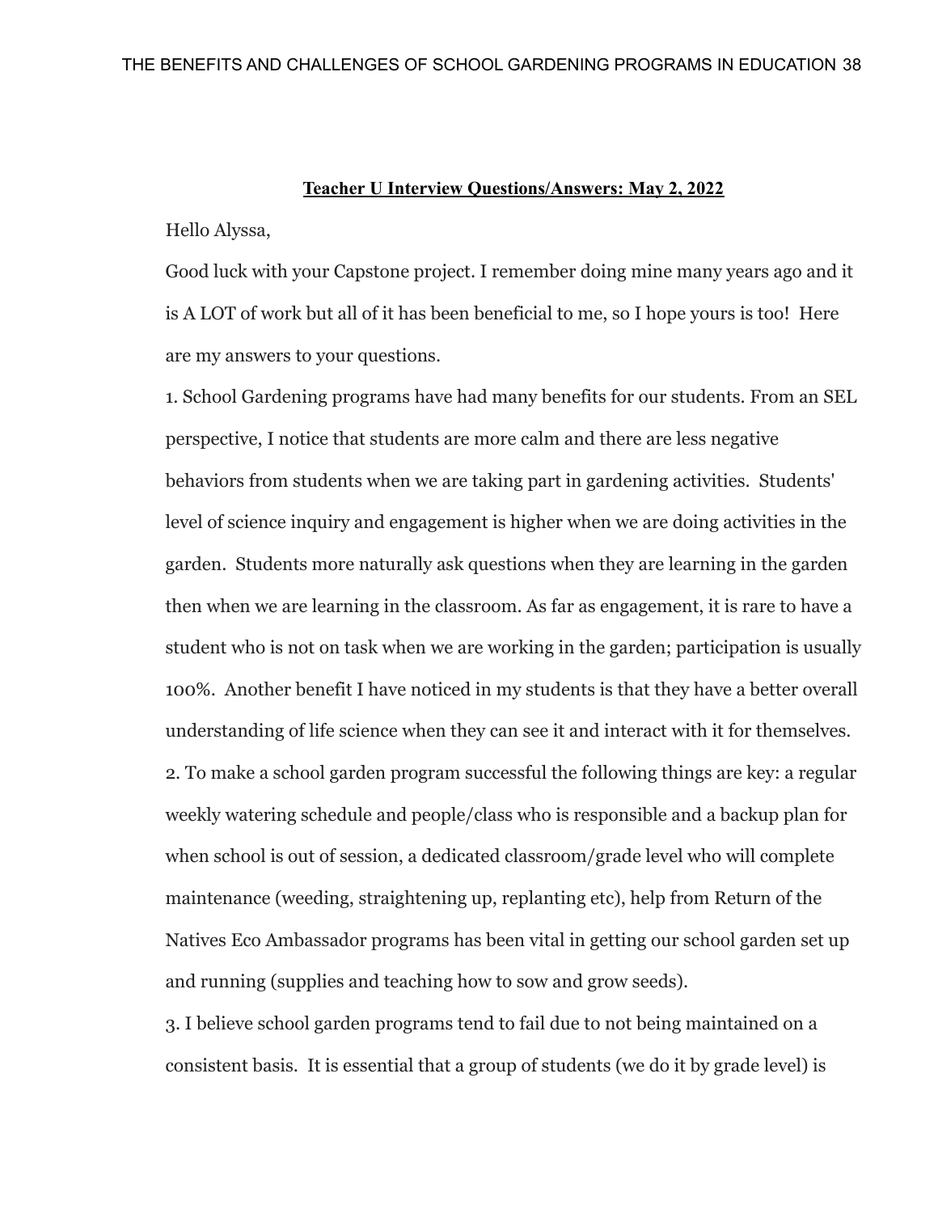**Teacher U Interview Questions/Answers: May 2, 2022**

Hello Alyssa,

Good luck with your Capstone project. I remember doing mine many years ago and it is A LOT of work but all of it has been beneficial to me, so I hope yours is too! Here are my answers to your questions.

1. School Gardening programs have had many benefits for our students. From an SEL perspective, I notice that students are more calm and there are less negative behaviors from students when we are taking part in gardening activities. Students' level of science inquiry and engagement is higher when we are doing activities in the garden. Students more naturally ask questions when they are learning in the garden then when we are learning in the classroom. As far as engagement, it is rare to have a student who is not on task when we are working in the garden; participation is usually 100%. Another benefit I have noticed in my students is that they have a better overall understanding of life science when they can see it and interact with it for themselves.

2. To make a school garden program successful the following things are key: a regular weekly watering schedule and people/class who is responsible and a backup plan for when school is out of session, a dedicated classroom/grade level who will complete maintenance (weeding, straightening up, replanting etc), help from Return of the Natives Eco Ambassador programs has been vital in getting our school garden set up and running (supplies and teaching how to sow and grow seeds).

3. I believe school garden programs tend to fail due to not being maintained on a consistent basis. It is essential that a group of students (we do it by grade level) is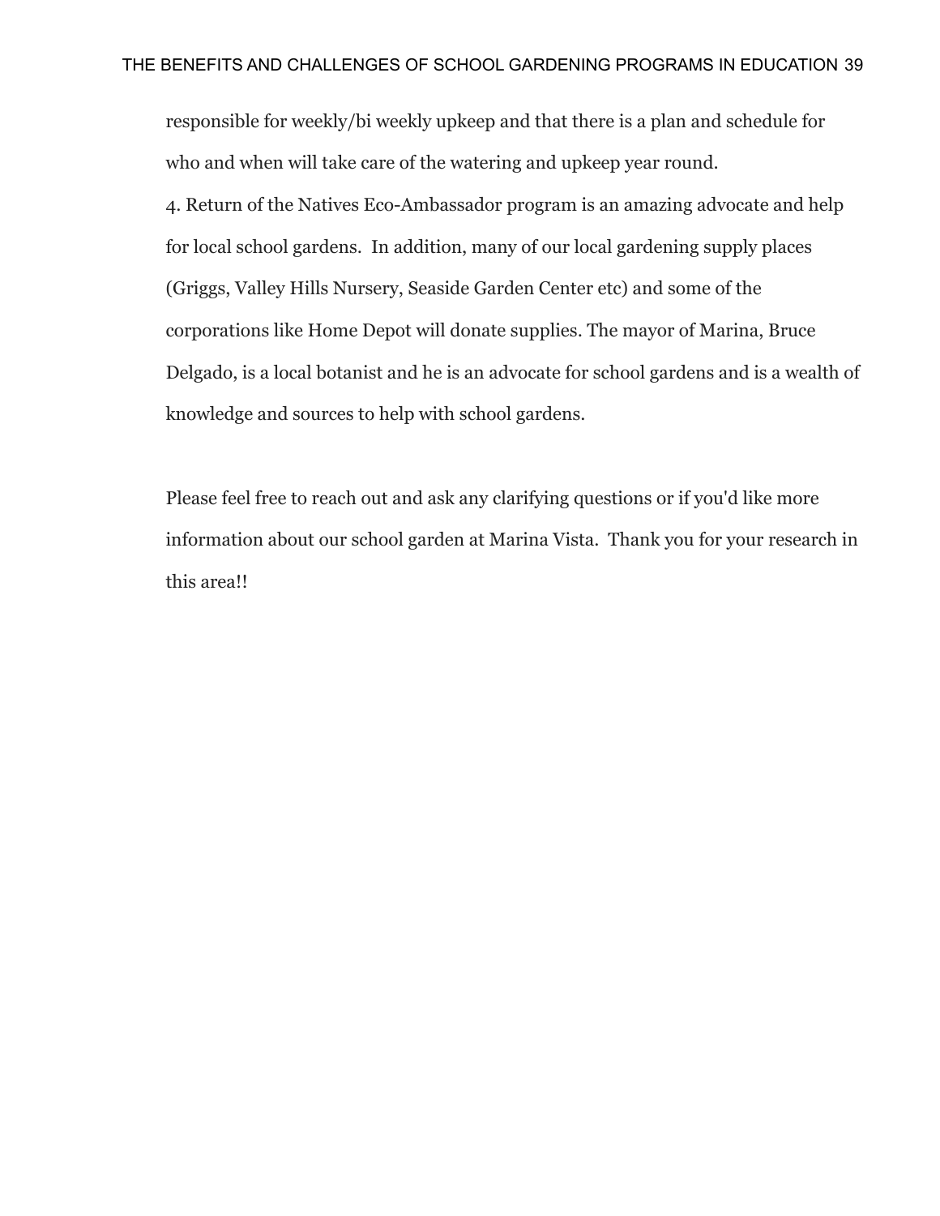responsible for weekly/bi weekly upkeep and that there is a plan and schedule for who and when will take care of the watering and upkeep year round.

4. Return of the Natives Eco-Ambassador program is an amazing advocate and help for local school gardens.  In addition, many of our local gardening supply places (Griggs, Valley Hills Nursery, Seaside Garden Center etc) and some of the corporations like Home Depot will donate supplies. The mayor of Marina, Bruce Delgado, is a local botanist and he is an advocate for school gardens and is a wealth of knowledge and sources to help with school gardens.

Please feel free to reach out and ask any clarifying questions or if you'd like more information about our school garden at Marina Vista.  Thank you for your research in this area!!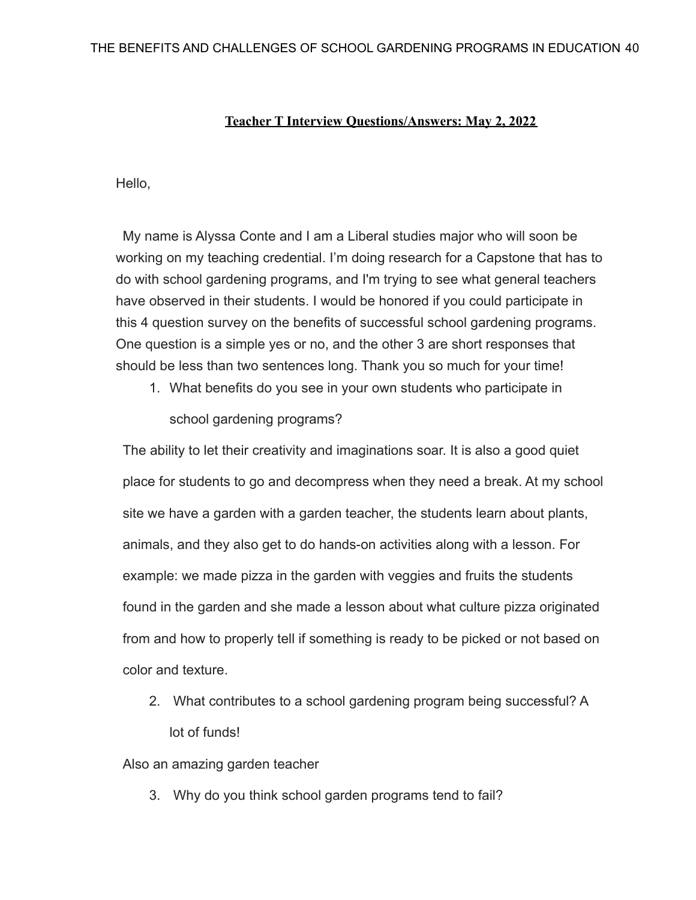**Teacher T Interview Questions/Answers: May 2, 2022**

Hello,

My name is Alyssa Conte and I am a Liberal studies major who will soon be working on my teaching credential. I'm doing research for a Capstone that has to do with school gardening programs, and I'm trying to see what general teachers have observed in their students. I would be honored if you could participate in this 4 question survey on the benefits of successful school gardening programs. One question is a simple yes or no, and the other 3 are short responses that should be less than two sentences long. Thank you so much for your time!

1. What benefits do you see in your own students who participate in school gardening programs?

The ability to let their creativity and imaginations soar. It is also a good quiet place for students to go and decompress when they need a break. At my school site we have a garden with a garden teacher, the students learn about plants, animals, and they also get to do hands-on activities along with a lesson. For example: we made pizza in the garden with veggies and fruits the students found in the garden and she made a lesson about what culture pizza originated from and how to properly tell if something is ready to be picked or not based on color and texture.

2. What contributes to a school gardening program being successful? A lot of funds!

Also an amazing garden teacher

3. Why do you think school garden programs tend to fail?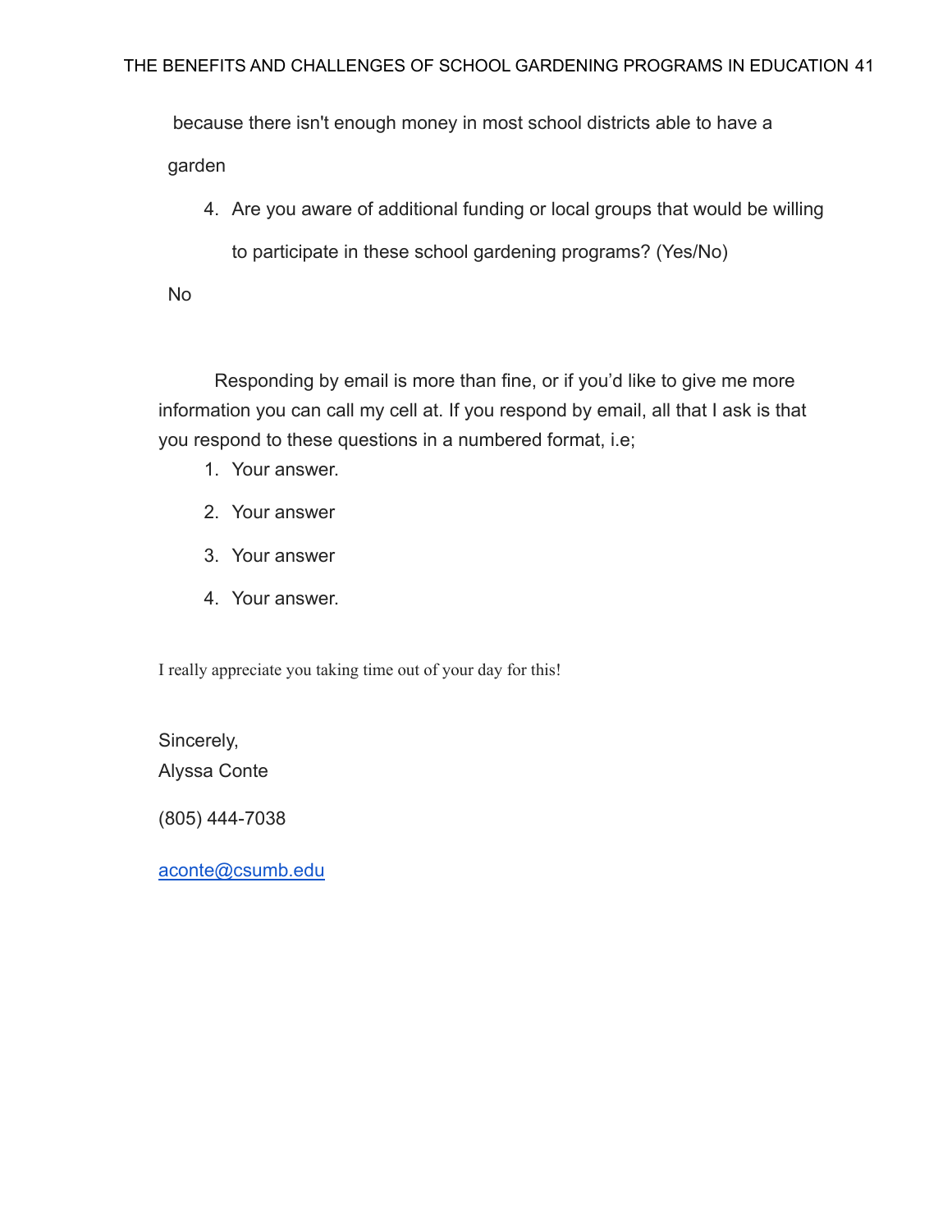because there isn't enough money in most school districts able to have a garden

4. Are you aware of additional funding or local groups that would be willing to participate in these school gardening programs? (Yes/No)

No

Responding by email is more than fine, or if you'd like to give me more information you can call my cell at. If you respond by email, all that I ask is that you respond to these questions in a numbered format, i.e;

1. Your answer.
2. Your answer
3. Your answer
4. Your answer.

I really appreciate you taking time out of your day for this!

Sincerely,
Alyssa Conte

(805) 444-7038

aconte@csumb.edu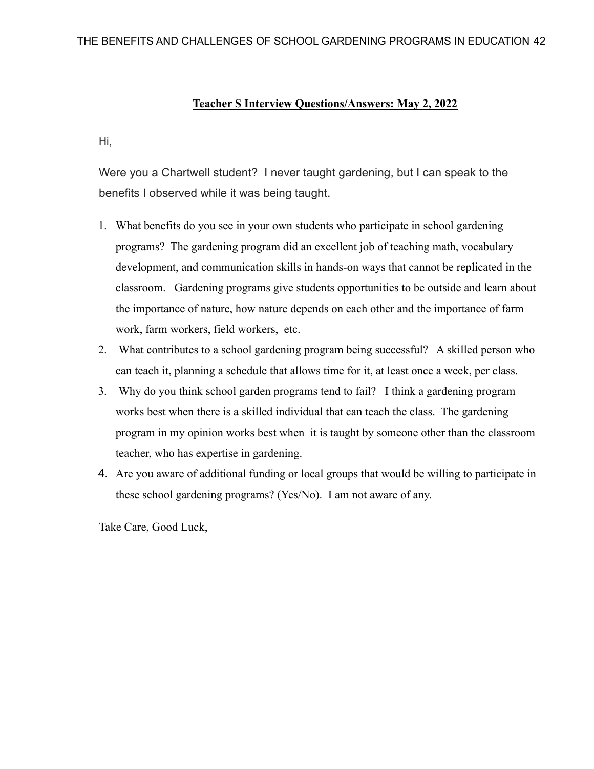**Teacher S Interview Questions/Answers: May 2, 2022**

Hi,

Were you a Chartwell student? I never taught gardening, but I can speak to the benefits I observed while it was being taught.

1. What benefits do you see in your own students who participate in school gardening programs? The gardening program did an excellent job of teaching math, vocabulary development, and communication skills in hands-on ways that cannot be replicated in the classroom. Gardening programs give students opportunities to be outside and learn about the importance of nature, how nature depends on each other and the importance of farm work, farm workers, field workers, etc.
2. What contributes to a school gardening program being successful? A skilled person who can teach it, planning a schedule that allows time for it, at least once a week, per class.
3. Why do you think school garden programs tend to fail? I think a gardening program works best when there is a skilled individual that can teach the class. The gardening program in my opinion works best when it is taught by someone other than the classroom teacher, who has expertise in gardening.
4. Are you aware of additional funding or local groups that would be willing to participate in these school gardening programs? (Yes/No). I am not aware of any.

Take Care, Good Luck,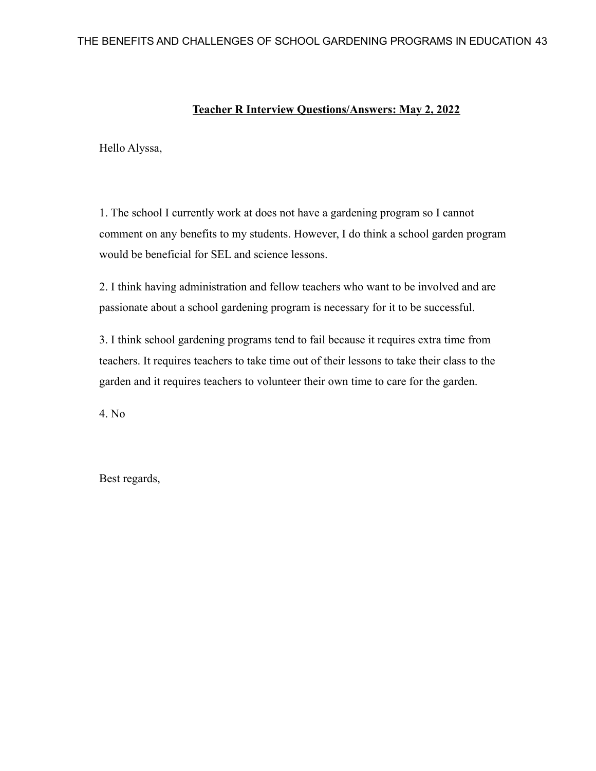**Teacher R Interview Questions/Answers: May 2, 2022**

Hello Alyssa,

1. The school I currently work at does not have a gardening program so I cannot comment on any benefits to my students. However, I do think a school garden program would be beneficial for SEL and science lessons.

2. I think having administration and fellow teachers who want to be involved and are passionate about a school gardening program is necessary for it to be successful.

3. I think school gardening programs tend to fail because it requires extra time from teachers. It requires teachers to take time out of their lessons to take their class to the garden and it requires teachers to volunteer their own time to care for the garden.

4. No

Best regards,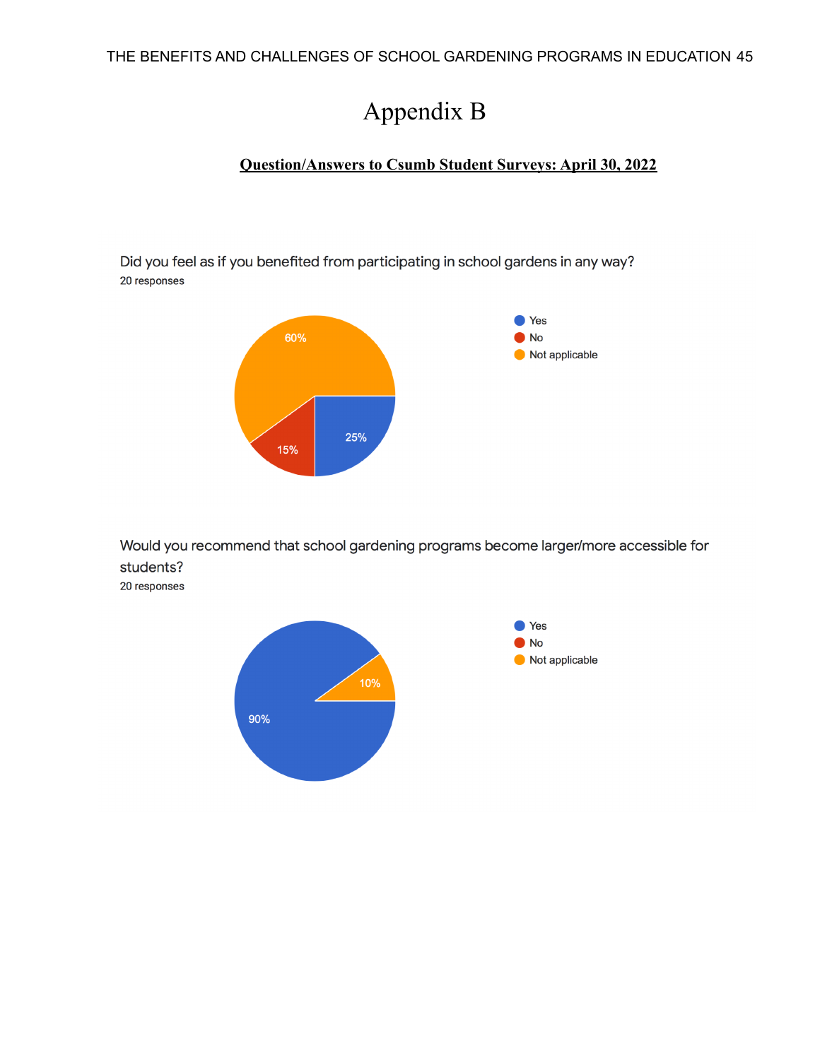# Appendix B

**Question/Answers to Csumb Student Surveys: April 30, 2022**

Did you feel as if you benefited from participating in school gardens in any way?
20 responses

- Yes: 25%
- No: 15%
- Not applicable: 60%

Would you recommend that school gardening programs become larger/more accessible for students?
20 responses

- Yes: 90%
- No
- Not applicable: 10%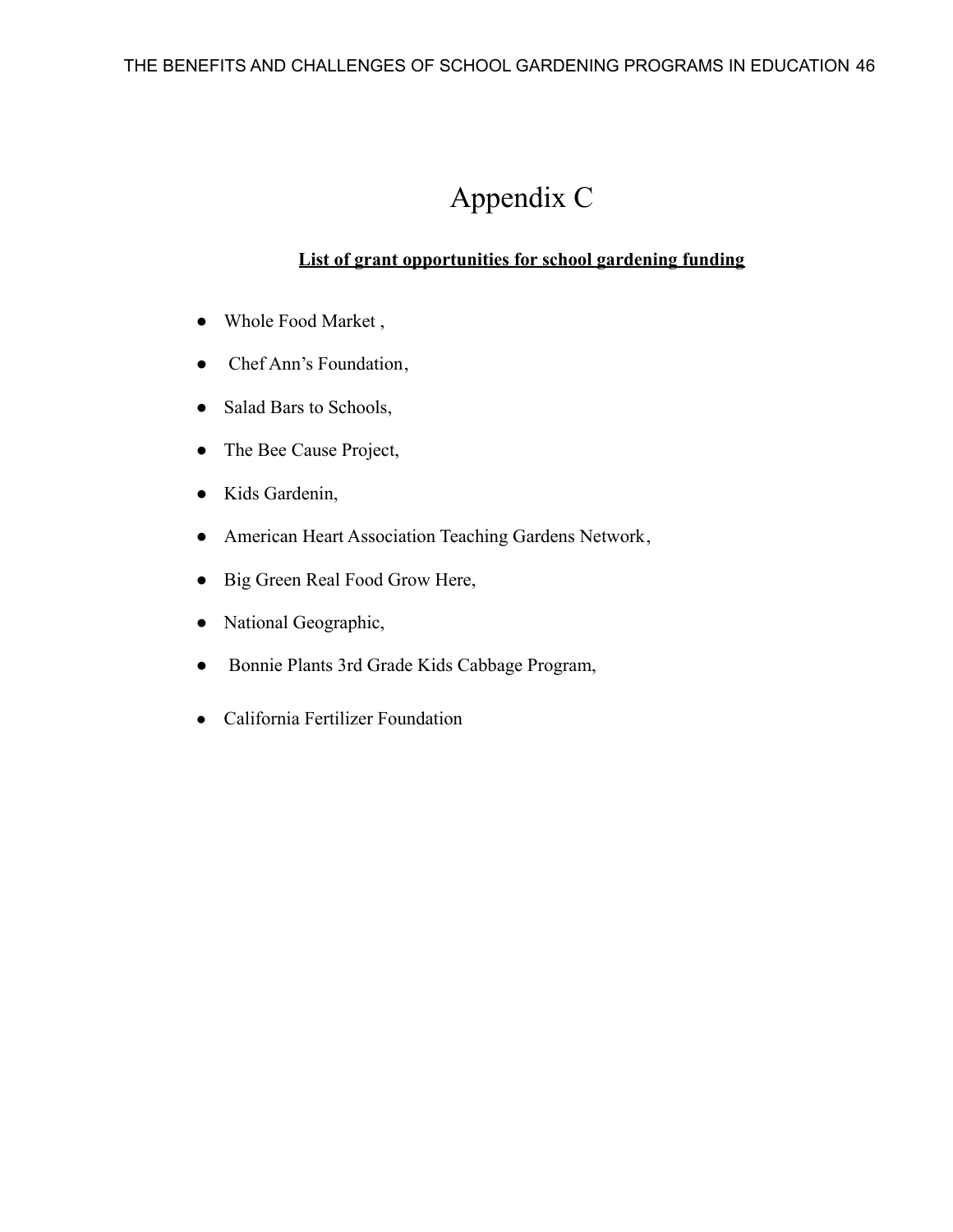# Appendix C

**List of grant opportunities for school gardening funding**

- Whole Food Market ,
- Chef Ann's Foundation,
- Salad Bars to Schools,
- The Bee Cause Project,
- Kids Gardenin,
- American Heart Association Teaching Gardens Network,
- Big Green Real Food Grow Here,
- National Geographic,
- Bonnie Plants 3rd Grade Kids Cabbage Program,
- California Fertilizer Foundation